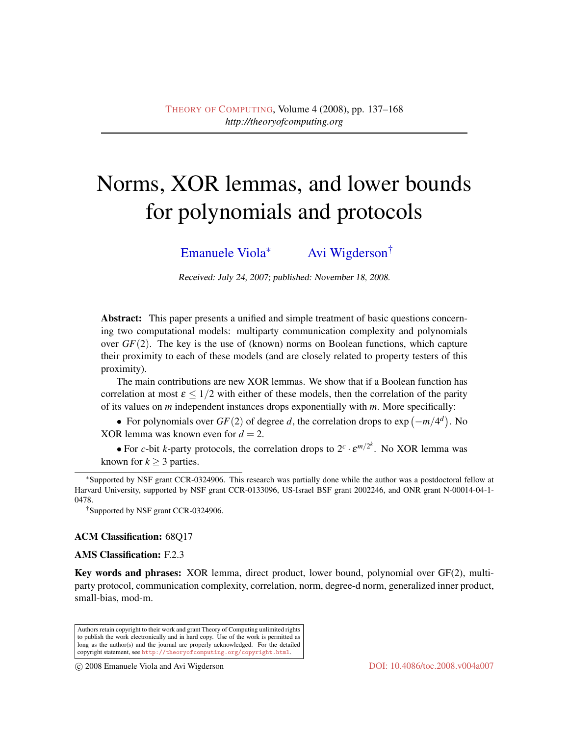# Norms, XOR lemmas, and lower bounds for polynomials and protocols

Emanuele Viola[*] Avi Wigderson[†]

Received: July 24, 2007; published: November 18, 2008.

**Abstract:** This paper presents a unified and simple treatment of basic questions concerning two computational models: multiparty communication complexity and polynomials over $GF(2)$. The key is the use of (known) norms on Boolean functions, which capture their proximity to each of these models (and are closely related to property testers of this proximity).

The main contributions are new XOR lemmas. We show that if a Boolean function has correlation at most $\varepsilon \leq 1/2$ with either of these models, then the correlation of the parity of its values on $m$ independent instances drops exponentially with $m$. More specifically:

• For polynomials over $GF(2)$ of degree $d$, the correlation drops to $\exp\left(-m/4^d\right)$. No XOR lemma was known even for $d = 2$.

• For $c$-bit $k$-party protocols, the correlation drops to $2^c \cdot \varepsilon^{m/2^k}$. No XOR lemma was known for $k \geq 3$ parties.

[*] Supported by NSF grant CCR-0324906. This research was partially done while the author was a postdoctoral fellow at Harvard University, supported by NSF grant CCR-0133096, US-Israel BSF grant 2002246, and ONR grant N-00014-04-1-0478.

[†] Supported by NSF grant CCR-0324906.

**ACM Classification:** 68Q17

**AMS Classification:** F.2.3

**Key words and phrases:** XOR lemma, direct product, lower bound, polynomial over GF(2), multiparty protocol, communication complexity, correlation, norm, degree-d norm, generalized inner product, small-bias, mod-m.

Authors retain copyright to their work and grant Theory of Computing unlimited rights to publish the work electronically and in hard copy. Use of the work is permitted as long as the author(s) and the journal are properly acknowledged. For the detailed copyright statement, see http://theoryofcomputing.org/copyright.html.

© 2008 Emanuele Viola and Avi Wigderson DOI: 10.4086/toc.2008.v004a007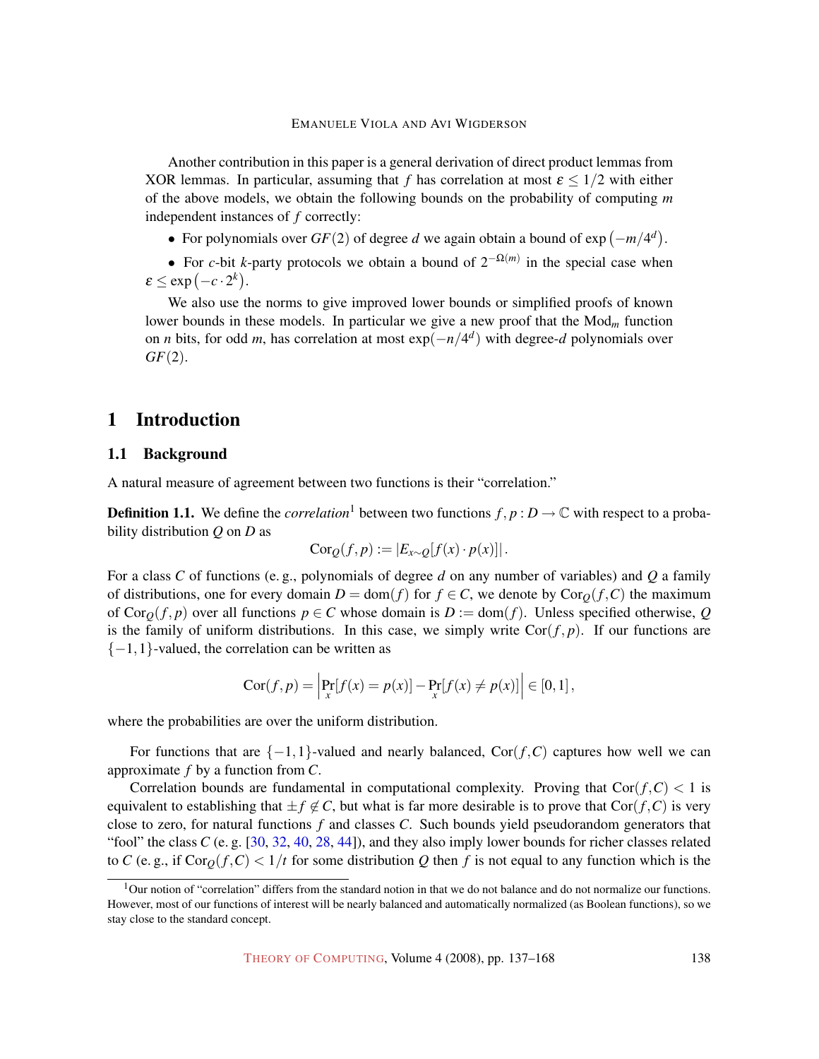Another contribution in this paper is a general derivation of direct product lemmas from XOR lemmas. In particular, assuming that $f$ has correlation at most $\varepsilon \le 1/2$ with either of the above models, we obtain the following bounds on the probability of computing $m$ independent instances of $f$ correctly:

- For polynomials over $GF(2)$ of degree $d$ we again obtain a bound of $\exp\left(-m/4^d\right)$.
- For $c$-bit $k$-party protocols we obtain a bound of $2^{-\Omega(m)}$ in the special case when $\varepsilon \le \exp\left(-c \cdot 2^k\right)$.

We also use the norms to give improved lower bounds or simplified proofs of known lower bounds in these models. In particular we give a new proof that the $\mathrm{Mod}_m$ function on $n$ bits, for odd $m$, has correlation at most $\exp(-n/4^d)$ with degree-$d$ polynomials over $GF(2)$.

# 1 Introduction

## 1.1 Background

A natural measure of agreement between two functions is their "correlation."

**Definition 1.1.** We define the *correlation*[1] between two functions $f, p : D \to \mathbb{C}$ with respect to a probability distribution $Q$ on $D$ as

$$\mathrm{Cor}_Q(f, p) := \left|E_{x \sim Q}[f(x) \cdot p(x)]\right|.$$

For a class $C$ of functions (e. g., polynomials of degree $d$ on any number of variables) and $Q$ a family of distributions, one for every domain $D = \mathrm{dom}(f)$ for $f \in C$, we denote by $\mathrm{Cor}_Q(f, C)$ the maximum of $\mathrm{Cor}_Q(f, p)$ over all functions $p \in C$ whose domain is $D := \mathrm{dom}(f)$. Unless specified otherwise, $Q$ is the family of uniform distributions. In this case, we simply write $\mathrm{Cor}(f, p)$. If our functions are $\{-1, 1\}$-valued, the correlation can be written as

$$\mathrm{Cor}(f, p) = \left|\Pr_x[f(x) = p(x)] - \Pr_x[f(x) \neq p(x)]\right| \in [0, 1],$$

where the probabilities are over the uniform distribution.

For functions that are $\{-1, 1\}$-valued and nearly balanced, $\mathrm{Cor}(f, C)$ captures how well we can approximate $f$ by a function from $C$.

Correlation bounds are fundamental in computational complexity. Proving that $\mathrm{Cor}(f, C) < 1$ is equivalent to establishing that $\pm f \notin C$, but what is far more desirable is to prove that $\mathrm{Cor}(f, C)$ is very close to zero, for natural functions $f$ and classes $C$. Such bounds yield pseudorandom generators that "fool" the class $C$ (e. g. [30, 32, 40, 28, 44]), and they also imply lower bounds for richer classes related to $C$ (e. g., if $\mathrm{Cor}_Q(f, C) < 1/t$ for some distribution $Q$ then $f$ is not equal to any function which is the

[1] Our notion of "correlation" differs from the standard notion in that we do not balance and do not normalize our functions. However, most of our functions of interest will be nearly balanced and automatically normalized (as Boolean functions), so we stay close to the standard concept.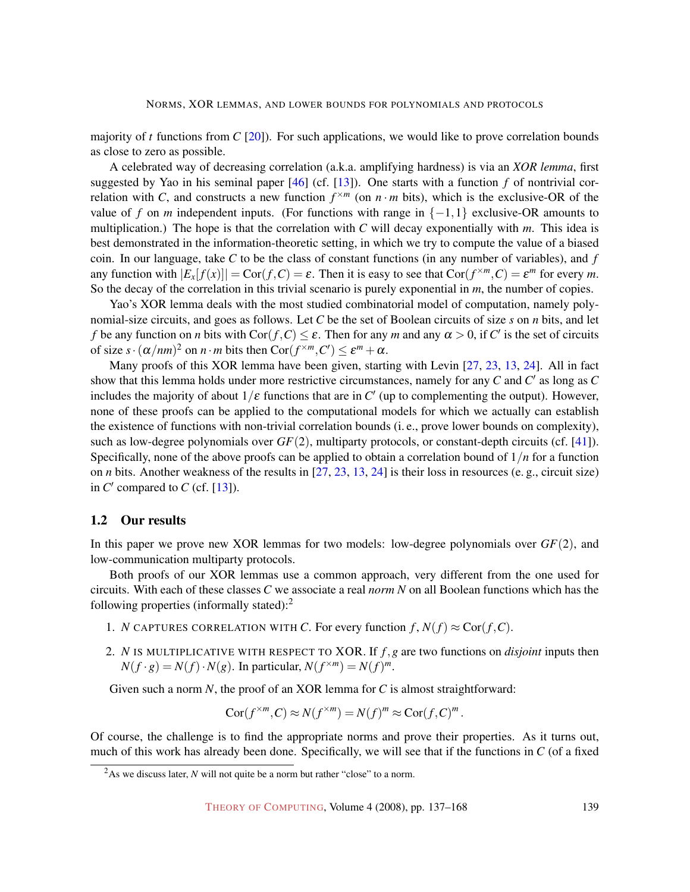majority of $t$ functions from $C$ [20]). For such applications, we would like to prove correlation bounds as close to zero as possible.

A celebrated way of decreasing correlation (a.k.a. amplifying hardness) is via an *XOR lemma*, first suggested by Yao in his seminal paper [46] (cf. [13]). One starts with a function $f$ of nontrivial correlation with $C$, and constructs a new function $f^{\times m}$ (on $n \cdot m$ bits), which is the exclusive-OR of the value of $f$ on $m$ independent inputs. (For functions with range in $\{-1,1\}$ exclusive-OR amounts to multiplication.) The hope is that the correlation with $C$ will decay exponentially with $m$. This idea is best demonstrated in the information-theoretic setting, in which we try to compute the value of a biased coin. In our language, take $C$ to be the class of constant functions (in any number of variables), and $f$ any function with $|E_x[f(x)]| = \mathrm{Cor}(f,C) = \varepsilon$. Then it is easy to see that $\mathrm{Cor}(f^{\times m},C) = \varepsilon^m$ for every $m$. So the decay of the correlation in this trivial scenario is purely exponential in $m$, the number of copies.

Yao's XOR lemma deals with the most studied combinatorial model of computation, namely polynomial-size circuits, and goes as follows. Let $C$ be the set of Boolean circuits of size $s$ on $n$ bits, and let $f$ be any function on $n$ bits with $\mathrm{Cor}(f,C) \le \varepsilon$. Then for any $m$ and any $\alpha > 0$, if $C'$ is the set of circuits of size $s \cdot (\alpha/nm)^2$ on $n \cdot m$ bits then $\mathrm{Cor}(f^{\times m},C') \le \varepsilon^m + \alpha$.

Many proofs of this XOR lemma have been given, starting with Levin [27, 23, 13, 24]. All in fact show that this lemma holds under more restrictive circumstances, namely for any $C$ and $C'$ as long as $C$ includes the majority of about $1/\varepsilon$ functions that are in $C'$ (up to complementing the output). However, none of these proofs can be applied to the computational models for which we actually can establish the existence of functions with non-trivial correlation bounds (i. e., prove lower bounds on complexity), such as low-degree polynomials over $GF(2)$, multiparty protocols, or constant-depth circuits (cf. [41]). Specifically, none of the above proofs can be applied to obtain a correlation bound of $1/n$ for a function on $n$ bits. Another weakness of the results in [27, 23, 13, 24] is their loss in resources (e. g., circuit size) in $C'$ compared to $C$ (cf. [13]).

## 1.2 Our results

In this paper we prove new XOR lemmas for two models: low-degree polynomials over $GF(2)$, and low-communication multiparty protocols.

Both proofs of our XOR lemmas use a common approach, very different from the one used for circuits. With each of these classes $C$ we associate a real *norm* $N$ on all Boolean functions which has the following properties (informally stated):[2]

1. $N$ CAPTURES CORRELATION WITH $C$. For every function $f$, $N(f) \approx \mathrm{Cor}(f,C)$.

2. $N$ IS MULTIPLICATIVE WITH RESPECT TO XOR. If $f,g$ are two functions on *disjoint* inputs then $N(f \cdot g) = N(f) \cdot N(g)$. In particular, $N(f^{\times m}) = N(f)^m$.

Given such a norm $N$, the proof of an XOR lemma for $C$ is almost straightforward:

$$\mathrm{Cor}(f^{\times m},C) \approx N(f^{\times m}) = N(f)^m \approx \mathrm{Cor}(f,C)^m\,.$$

Of course, the challenge is to find the appropriate norms and prove their properties. As it turns out, much of this work has already been done. Specifically, we will see that if the functions in $C$ (of a fixed

[2] As we discuss later, $N$ will not quite be a norm but rather "close" to a norm.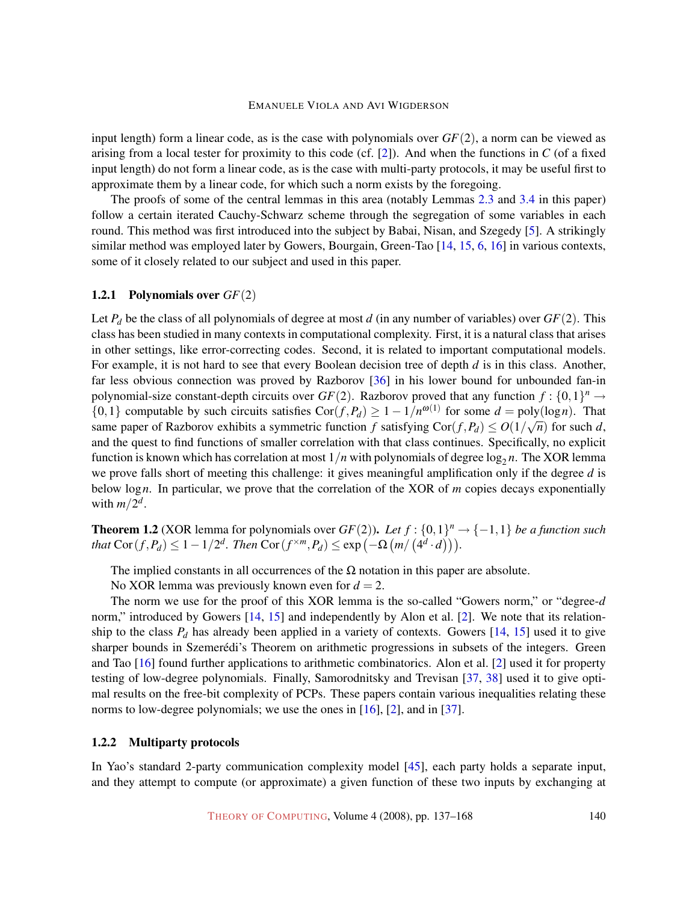input length) form a linear code, as is the case with polynomials over $GF(2)$, a norm can be viewed as arising from a local tester for proximity to this code (cf. [2]). And when the functions in $C$ (of a fixed input length) do not form a linear code, as is the case with multi-party protocols, it may be useful first to approximate them by a linear code, for which such a norm exists by the foregoing.

The proofs of some of the central lemmas in this area (notably Lemmas 2.3 and 3.4 in this paper) follow a certain iterated Cauchy-Schwarz scheme through the segregation of some variables in each round. This method was first introduced into the subject by Babai, Nisan, and Szegedy [5]. A strikingly similar method was employed later by Gowers, Bourgain, Green-Tao [14, 15, 6, 16] in various contexts, some of it closely related to our subject and used in this paper.

### 1.2.1 Polynomials over $GF(2)$

Let $P_d$ be the class of all polynomials of degree at most $d$ (in any number of variables) over $GF(2)$. This class has been studied in many contexts in computational complexity. First, it is a natural class that arises in other settings, like error-correcting codes. Second, it is related to important computational models. For example, it is not hard to see that every Boolean decision tree of depth $d$ is in this class. Another, far less obvious connection was proved by Razborov [36] in his lower bound for unbounded fan-in polynomial-size constant-depth circuits over $GF(2)$. Razborov proved that any function $f : \{0,1\}^n \to \{0,1\}$ computable by such circuits satisfies $\mathrm{Cor}(f, P_d) \geq 1 - 1/n^{\omega(1)}$ for some $d = \mathrm{poly}(\log n)$. That same paper of Razborov exhibits a symmetric function $f$ satisfying $\mathrm{Cor}(f, P_d) \leq O(1/\sqrt{n})$ for such $d$, and the quest to find functions of smaller correlation with that class continues. Specifically, no explicit function is known which has correlation at most $1/n$ with polynomials of degree $\log_2 n$. The XOR lemma we prove falls short of meeting this challenge: it gives meaningful amplification only if the degree $d$ is below $\log n$. In particular, we prove that the correlation of the XOR of $m$ copies decays exponentially with $m/2^d$.

**Theorem 1.2** (XOR lemma for polynomials over $GF(2)$)**.** *Let $f : \{0,1\}^n \to \{-1,1\}$ be a function such that $\mathrm{Cor}(f, P_d) \leq 1 - 1/2^d$. Then $\mathrm{Cor}(f^{\times m}, P_d) \leq \exp\left(-\Omega\left(m/\left(4^d \cdot d\right)\right)\right)$.*

The implied constants in all occurrences of the $\Omega$ notation in this paper are absolute.

No XOR lemma was previously known even for $d = 2$.

The norm we use for the proof of this XOR lemma is the so-called "Gowers norm," or "degree-$d$ norm," introduced by Gowers [14, 15] and independently by Alon et al. [2]. We note that its relationship to the class $P_d$ has already been applied in a variety of contexts. Gowers [14, 15] used it to give sharper bounds in Szemerédi's Theorem on arithmetic progressions in subsets of the integers. Green and Tao [16] found further applications to arithmetic combinatorics. Alon et al. [2] used it for property testing of low-degree polynomials. Finally, Samorodnitsky and Trevisan [37, 38] used it to give optimal results on the free-bit complexity of PCPs. These papers contain various inequalities relating these norms to low-degree polynomials; we use the ones in [16], [2], and in [37].

### 1.2.2 Multiparty protocols

In Yao's standard 2-party communication complexity model [45], each party holds a separate input, and they attempt to compute (or approximate) a given function of these two inputs by exchanging at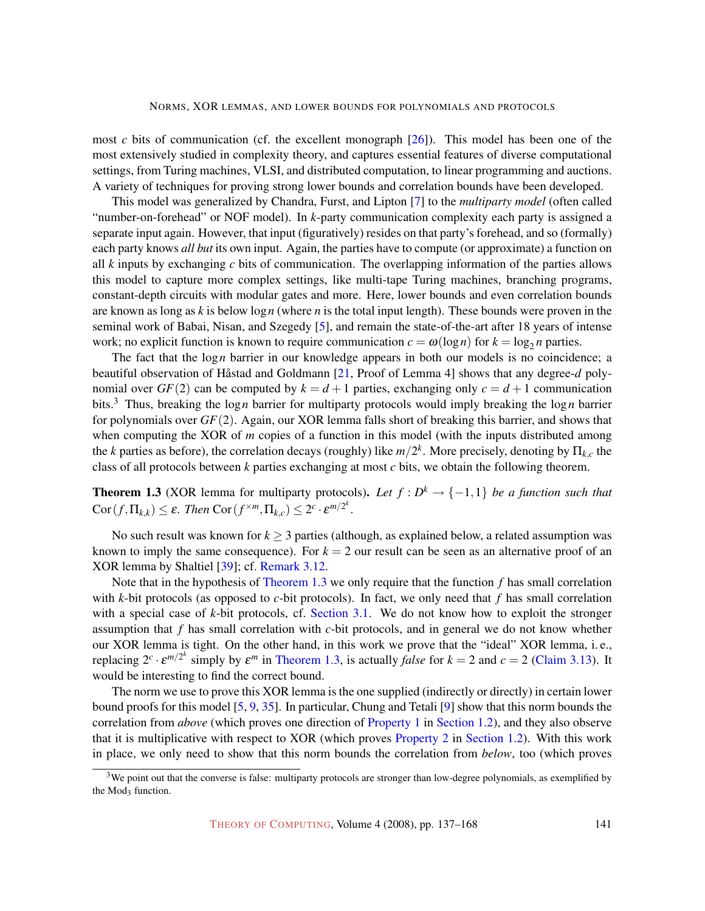most $c$ bits of communication (cf. the excellent monograph [26]). This model has been one of the most extensively studied in complexity theory, and captures essential features of diverse computational settings, from Turing machines, VLSI, and distributed computation, to linear programming and auctions. A variety of techniques for proving strong lower bounds and correlation bounds have been developed.

This model was generalized by Chandra, Furst, and Lipton [7] to the *multiparty model* (often called "number-on-forehead" or NOF model). In $k$-party communication complexity each party is assigned a separate input again. However, that input (figuratively) resides on that party's forehead, and so (formally) each party knows *all but* its own input. Again, the parties have to compute (or approximate) a function on all $k$ inputs by exchanging $c$ bits of communication. The overlapping information of the parties allows this model to capture more complex settings, like multi-tape Turing machines, branching programs, constant-depth circuits with modular gates and more. Here, lower bounds and even correlation bounds are known as long as $k$ is below $\log n$ (where $n$ is the total input length). These bounds were proven in the seminal work of Babai, Nisan, and Szegedy [5], and remain the state-of-the-art after 18 years of intense work; no explicit function is known to require communication $c = \omega(\log n)$ for $k = \log_2 n$ parties.

The fact that the $\log n$ barrier in our knowledge appears in both our models is no coincidence; a beautiful observation of Håstad and Goldmann [21, Proof of Lemma 4] shows that any degree-$d$ polynomial over $GF(2)$ can be computed by $k = d+1$ parties, exchanging only $c = d+1$ communication bits.[3] Thus, breaking the $\log n$ barrier for multiparty protocols would imply breaking the $\log n$ barrier for polynomials over $GF(2)$. Again, our XOR lemma falls short of breaking this barrier, and shows that when computing the XOR of $m$ copies of a function in this model (with the inputs distributed among the $k$ parties as before), the correlation decays (roughly) like $m/2^k$. More precisely, denoting by $\Pi_{k,c}$ the class of all protocols between $k$ parties exchanging at most $c$ bits, we obtain the following theorem.

**Theorem 1.3** (XOR lemma for multiparty protocols). *Let $f : D^k \to \{-1,1\}$ be a function such that $\mathrm{Cor}(f, \Pi_{k,k}) \leq \varepsilon$. Then $\mathrm{Cor}(f^{\times m}, \Pi_{k,c}) \leq 2^c \cdot \varepsilon^{m/2^k}$.*

No such result was known for $k \geq 3$ parties (although, as explained below, a related assumption was known to imply the same consequence). For $k = 2$ our result can be seen as an alternative proof of an XOR lemma by Shaltiel [39]; cf. Remark 3.12.

Note that in the hypothesis of Theorem 1.3 we only require that the function $f$ has small correlation with $k$-bit protocols (as opposed to $c$-bit protocols). In fact, we only need that $f$ has small correlation with a special case of $k$-bit protocols, cf. Section 3.1. We do not know how to exploit the stronger assumption that $f$ has small correlation with $c$-bit protocols, and in general we do not know whether our XOR lemma is tight. On the other hand, in this work we prove that the "ideal" XOR lemma, i. e., replacing $2^c \cdot \varepsilon^{m/2^k}$ simply by $\varepsilon^m$ in Theorem 1.3, is actually *false* for $k = 2$ and $c = 2$ (Claim 3.13). It would be interesting to find the correct bound.

The norm we use to prove this XOR lemma is the one supplied (indirectly or directly) in certain lower bound proofs for this model [5, 9, 35]. In particular, Chung and Tetali [9] show that this norm bounds the correlation from *above* (which proves one direction of Property 1 in Section 1.2), and they also observe that it is multiplicative with respect to XOR (which proves Property 2 in Section 1.2). With this work in place, we only need to show that this norm bounds the correlation from *below*, too (which proves

[3] We point out that the converse is false: multiparty protocols are stronger than low-degree polynomials, as exemplified by the $\mathrm{Mod}_3$ function.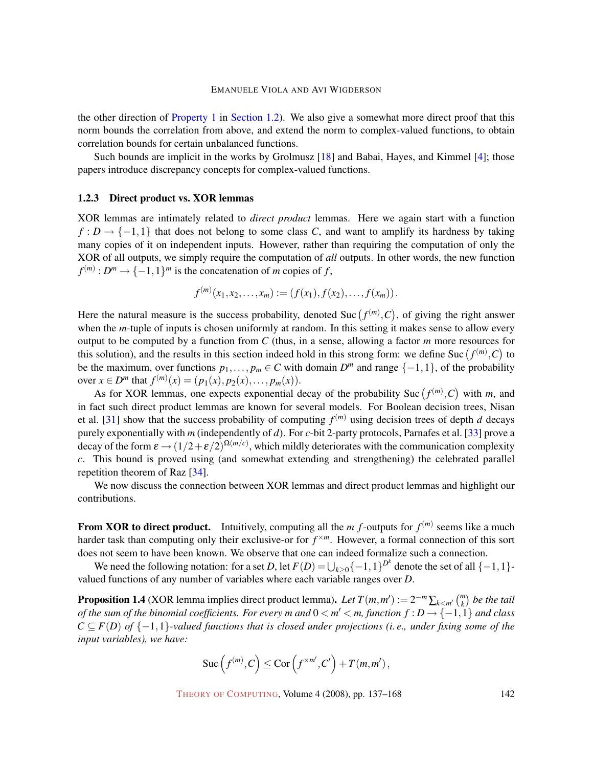the other direction of Property 1 in Section 1.2). We also give a somewhat more direct proof that this norm bounds the correlation from above, and extend the norm to complex-valued functions, to obtain correlation bounds for certain unbalanced functions.

Such bounds are implicit in the works by Grolmusz [18] and Babai, Hayes, and Kimmel [4]; those papers introduce discrepancy concepts for complex-valued functions.

### 1.2.3 Direct product vs. XOR lemmas

XOR lemmas are intimately related to *direct product* lemmas. Here we again start with a function $f : D \to \{-1,1\}$ that does not belong to some class $C$, and want to amplify its hardness by taking many copies of it on independent inputs. However, rather than requiring the computation of only the XOR of all outputs, we simply require the computation of *all* outputs. In other words, the new function $f^{(m)} : D^m \to \{-1,1\}^m$ is the concatenation of $m$ copies of $f$,

$$f^{(m)}(x_1,x_2,\ldots,x_m) := (f(x_1), f(x_2), \ldots, f(x_m)).$$

Here the natural measure is the success probability, denoted $\mathrm{Suc}\left(f^{(m)},C\right)$, of giving the right answer when the $m$-tuple of inputs is chosen uniformly at random. In this setting it makes sense to allow every output to be computed by a function from $C$ (thus, in a sense, allowing a factor $m$ more resources for this solution), and the results in this section indeed hold in this strong form: we define $\mathrm{Suc}\left(f^{(m)},C\right)$ to be the maximum, over functions $p_1,\ldots,p_m \in C$ with domain $D^m$ and range $\{-1,1\}$, of the probability over $x \in D^m$ that $f^{(m)}(x) = (p_1(x), p_2(x), \ldots, p_m(x))$.

As for XOR lemmas, one expects exponential decay of the probability $\mathrm{Suc}\left(f^{(m)},C\right)$ with $m$, and in fact such direct product lemmas are known for several models. For Boolean decision trees, Nisan et al. [31] show that the success probability of computing $f^{(m)}$ using decision trees of depth $d$ decays purely exponentially with $m$ (independently of $d$). For $c$-bit 2-party protocols, Parnafes et al. [33] prove a decay of the form $\varepsilon \to (1/2+\varepsilon/2)^{\Omega(m/c)}$, which mildly deteriorates with the communication complexity $c$. This bound is proved using (and somewhat extending and strengthening) the celebrated parallel repetition theorem of Raz [34].

We now discuss the connection between XOR lemmas and direct product lemmas and highlight our contributions.

**From XOR to direct product.** Intuitively, computing all the $m$ $f$-outputs for $f^{(m)}$ seems like a much harder task than computing only their exclusive-or for $f^{\times m}$. However, a formal connection of this sort does not seem to have been known. We observe that one can indeed formalize such a connection.

We need the following notation: for a set $D$, let $F(D) = \bigcup_{k \geq 0} \{-1,1\}^{D^k}$ denote the set of all $\{-1,1\}$-valued functions of any number of variables where each variable ranges over $D$.

**Proposition 1.4** (XOR lemma implies direct product lemma)**.** *Let $T(m,m') := 2^{-m}\sum_{k<m'}\binom{m}{k}$ be the tail of the sum of the binomial coefficients. For every $m$ and $0 < m' < m$, function $f : D \to \{-1,1\}$ and class $C \subseteq F(D)$ of $\{-1,1\}$-valued functions that is closed under projections (i. e., under fixing some of the input variables), we have:*

$$\mathrm{Suc}\left(f^{(m)},C\right) \leq \mathrm{Cor}\left(f^{\times m'},C'\right) + T(m,m'),$$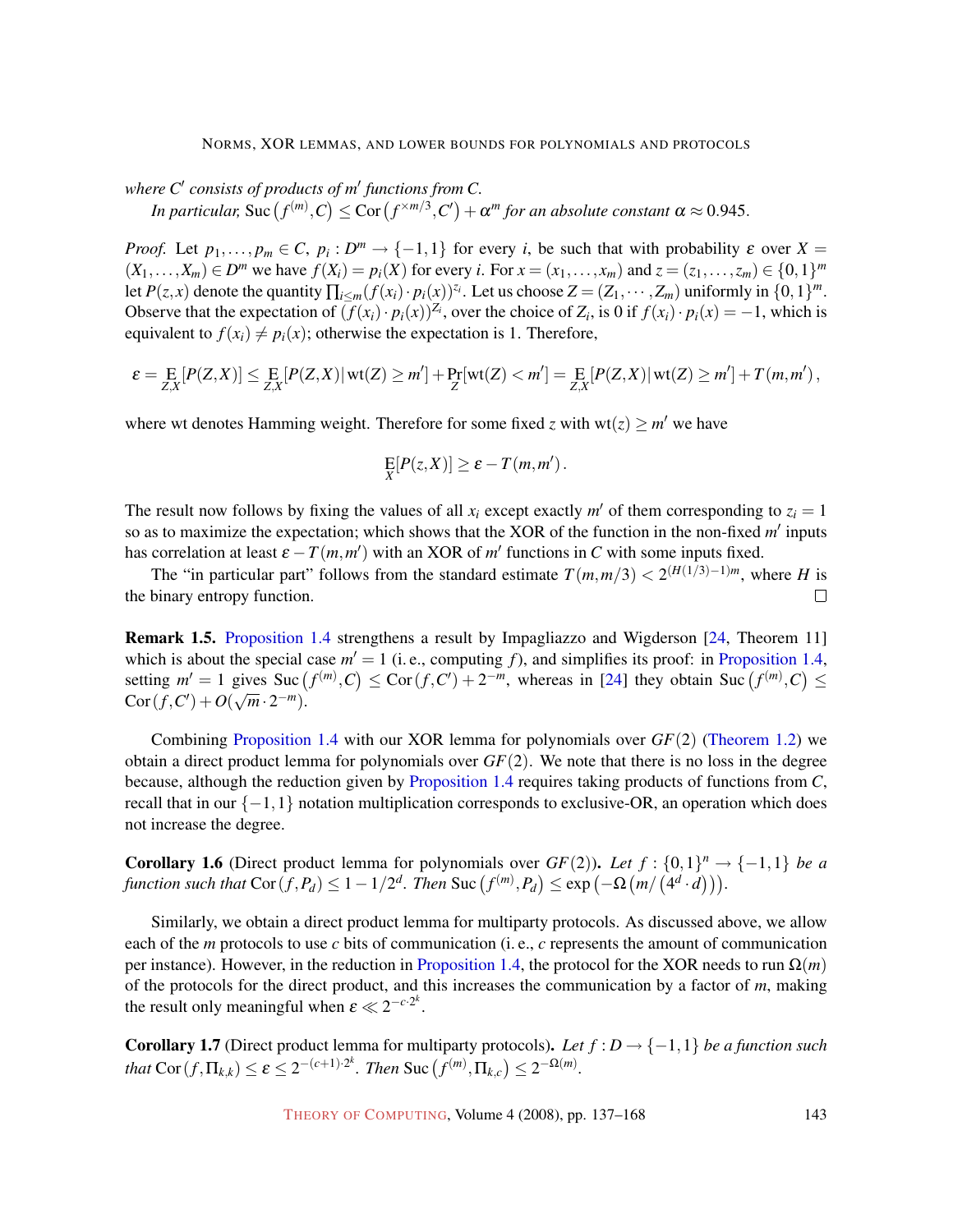*where $C'$ consists of products of $m'$ functions from $C$.*

*In particular,* $\mathrm{Suc}\left(f^{(m)}, C\right) \leq \mathrm{Cor}\left(f^{\times m/3}, C'\right) + \alpha^m$ *for an absolute constant* $\alpha \approx 0.945$.

*Proof.* Let $p_1, \ldots, p_m \in C$, $p_i : D^m \to \{-1,1\}$ for every $i$, be such that with probability $\varepsilon$ over $X = (X_1, \ldots, X_m) \in D^m$ we have $f(X_i) = p_i(X)$ for every $i$. For $x = (x_1, \ldots, x_m)$ and $z = (z_1, \ldots, z_m) \in \{0,1\}^m$ let $P(z,x)$ denote the quantity $\prod_{i \leq m}(f(x_i) \cdot p_i(x))^{z_i}$. Let us choose $Z = (Z_1, \cdots, Z_m)$ uniformly in $\{0,1\}^m$. Observe that the expectation of $(f(x_i) \cdot p_i(x))^{Z_i}$, over the choice of $Z_i$, is 0 if $f(x_i) \cdot p_i(x) = -1$, which is equivalent to $f(x_i) \neq p_i(x)$; otherwise the expectation is 1. Therefore,

$$\varepsilon = \mathop{\mathrm{E}}_{Z,X}[P(Z,X)] \leq \mathop{\mathrm{E}}_{Z,X}[P(Z,X) \,|\, \mathrm{wt}(Z) \geq m'] + \Pr_Z[\mathrm{wt}(Z) < m'] = \mathop{\mathrm{E}}_{Z,X}[P(Z,X) \,|\, \mathrm{wt}(Z) \geq m'] + T(m,m'),$$

where wt denotes Hamming weight. Therefore for some fixed $z$ with $\mathrm{wt}(z) \geq m'$ we have

$$\mathop{\mathrm{E}}_X[P(z,X)] \geq \varepsilon - T(m,m').$$

The result now follows by fixing the values of all $x_i$ except exactly $m'$ of them corresponding to $z_i = 1$ so as to maximize the expectation; which shows that the XOR of the function in the non-fixed $m'$ inputs has correlation at least $\varepsilon - T(m,m')$ with an XOR of $m'$ functions in $C$ with some inputs fixed.

The "in particular part" follows from the standard estimate $T(m,m/3) < 2^{(H(1/3)-1)m}$, where $H$ is the binary entropy function. □

**Remark 1.5.** Proposition 1.4 strengthens a result by Impagliazzo and Wigderson [24, Theorem 11] which is about the special case $m' = 1$ (i. e., computing $f$), and simplifies its proof: in Proposition 1.4, setting $m' = 1$ gives $\mathrm{Suc}\left(f^{(m)}, C\right) \leq \mathrm{Cor}\left(f, C'\right) + 2^{-m}$, whereas in [24] they obtain $\mathrm{Suc}\left(f^{(m)}, C\right) \leq \mathrm{Cor}\left(f, C'\right) + O(\sqrt{m} \cdot 2^{-m})$.

Combining Proposition 1.4 with our XOR lemma for polynomials over $GF(2)$ (Theorem 1.2) we obtain a direct product lemma for polynomials over $GF(2)$. We note that there is no loss in the degree because, although the reduction given by Proposition 1.4 requires taking products of functions from $C$, recall that in our $\{-1,1\}$ notation multiplication corresponds to exclusive-OR, an operation which does not increase the degree.

**Corollary 1.6** (Direct product lemma for polynomials over $GF(2)$)**.** *Let* $f : \{0,1\}^n \to \{-1,1\}$ *be a function such that* $\mathrm{Cor}\left(f, P_d\right) \leq 1 - 1/2^d$. *Then* $\mathrm{Suc}\left(f^{(m)}, P_d\right) \leq \exp\left(-\Omega\left(m/\left(4^d \cdot d\right)\right)\right)$.

Similarly, we obtain a direct product lemma for multiparty protocols. As discussed above, we allow each of the $m$ protocols to use $c$ bits of communication (i. e., $c$ represents the amount of communication per instance). However, in the reduction in Proposition 1.4, the protocol for the XOR needs to run $\Omega(m)$ of the protocols for the direct product, and this increases the communication by a factor of $m$, making the result only meaningful when $\varepsilon \ll 2^{-c \cdot 2^k}$.

**Corollary 1.7** (Direct product lemma for multiparty protocols)**.** *Let* $f : D \to \{-1,1\}$ *be a function such that* $\mathrm{Cor}\left(f, \Pi_{k,k}\right) \leq \varepsilon \leq 2^{-(c+1) \cdot 2^k}$. *Then* $\mathrm{Suc}\left(f^{(m)}, \Pi_{k,c}\right) \leq 2^{-\Omega(m)}$.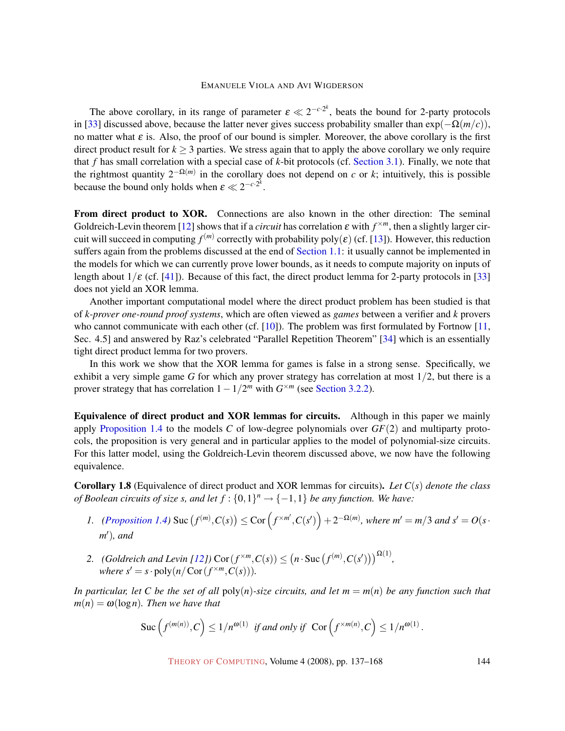The above corollary, in its range of parameter $\varepsilon \ll 2^{-c\cdot 2^k}$, beats the bound for 2-party protocols in [33] discussed above, because the latter never gives success probability smaller than $\exp(-\Omega(m/c))$, no matter what $\varepsilon$ is. Also, the proof of our bound is simpler. Moreover, the above corollary is the first direct product result for $k \geq 3$ parties. We stress again that to apply the above corollary we only require that $f$ has small correlation with a special case of $k$-bit protocols (cf. Section 3.1). Finally, we note that the rightmost quantity $2^{-\Omega(m)}$ in the corollary does not depend on $c$ or $k$; intuitively, this is possible because the bound only holds when $\varepsilon \ll 2^{-c\cdot 2^k}$.

**From direct product to XOR.** Connections are also known in the other direction: The seminal Goldreich-Levin theorem [12] shows that if a *circuit* has correlation $\varepsilon$ with $f^{\times m}$, then a slightly larger circuit will succeed in computing $f^{(m)}$ correctly with probability $\mathrm{poly}(\varepsilon)$ (cf. [13]). However, this reduction suffers again from the problems discussed at the end of Section 1.1: it usually cannot be implemented in the models for which we can currently prove lower bounds, as it needs to compute majority on inputs of length about $1/\varepsilon$ (cf. [41]). Because of this fact, the direct product lemma for 2-party protocols in [33] does not yield an XOR lemma.

Another important computational model where the direct product problem has been studied is that of *k-prover one-round proof systems*, which are often viewed as *games* between a verifier and $k$ provers who cannot communicate with each other (cf. [10]). The problem was first formulated by Fortnow [11, Sec. 4.5] and answered by Raz's celebrated "Parallel Repetition Theorem" [34] which is an essentially tight direct product lemma for two provers.

In this work we show that the XOR lemma for games is false in a strong sense. Specifically, we exhibit a very simple game $G$ for which any prover strategy has correlation at most $1/2$, but there is a prover strategy that has correlation $1-1/2^m$ with $G^{\times m}$ (see Section 3.2.2).

**Equivalence of direct product and XOR lemmas for circuits.** Although in this paper we mainly apply Proposition 1.4 to the models $C$ of low-degree polynomials over $GF(2)$ and multiparty protocols, the proposition is very general and in particular applies to the model of polynomial-size circuits. For this latter model, using the Goldreich-Levin theorem discussed above, we now have the following equivalence.

**Corollary 1.8** (Equivalence of direct product and XOR lemmas for circuits)**.** *Let $C(s)$ denote the class of Boolean circuits of size $s$, and let $f:\{0,1\}^n \to \{-1,1\}$ be any function. We have:*

1. *(Proposition 1.4)* $\mathrm{Suc}\left(f^{(m)}, C(s)\right) \leq \mathrm{Cor}\left(f^{\times m'}, C(s')\right) + 2^{-\Omega(m)}$*, where $m' = m/3$ and $s' = O(s \cdot m')$, and*
2. *(Goldreich and Levin [12])* $\mathrm{Cor}\left(f^{\times m}, C(s)\right) \leq \left(n \cdot \mathrm{Suc}\left(f^{(m)}, C(s')\right)\right)^{\Omega(1)}$*,*
   *where $s' = s \cdot \mathrm{poly}(n/\mathrm{Cor}\left(f^{\times m}, C(s)\right))$.*

*In particular, let $C$ be the set of all $\mathrm{poly}(n)$-size circuits, and let $m = m(n)$ be any function such that $m(n) = \omega(\log n)$. Then we have that*

$$\mathrm{Suc}\left(f^{(m(n))}, C\right) \leq 1/n^{\omega(1)} \text{ if and only if } \mathrm{Cor}\left(f^{\times m(n)}, C\right) \leq 1/n^{\omega(1)}.$$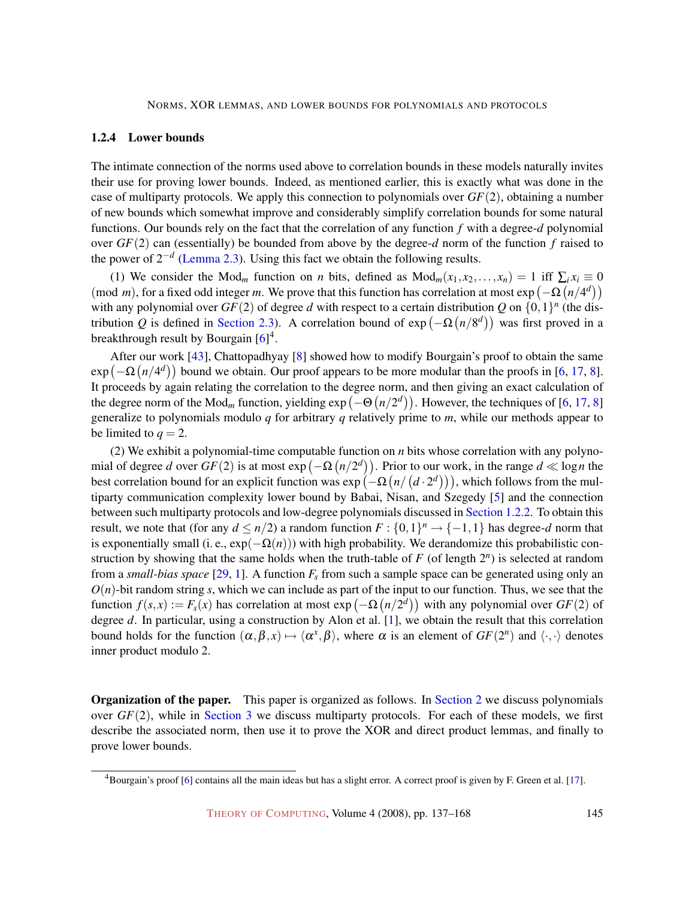### 1.2.4 Lower bounds

The intimate connection of the norms used above to correlation bounds in these models naturally invites their use for proving lower bounds. Indeed, as mentioned earlier, this is exactly what was done in the case of multiparty protocols. We apply this connection to polynomials over $GF(2)$, obtaining a number of new bounds which somewhat improve and considerably simplify correlation bounds for some natural functions. Our bounds rely on the fact that the correlation of any function $f$ with a degree-$d$ polynomial over $GF(2)$ can (essentially) be bounded from above by the degree-$d$ norm of the function $f$ raised to the power of $2^{-d}$ (Lemma 2.3). Using this fact we obtain the following results.

(1) We consider the $\text{Mod}_m$ function on $n$ bits, defined as $\text{Mod}_m(x_1, x_2, \ldots, x_n) = 1$ iff $\sum_i x_i \equiv 0 \pmod{m}$, for a fixed odd integer $m$. We prove that this function has correlation at most $\exp\left(-\Omega\left(n/4^d\right)\right)$ with any polynomial over $GF(2)$ of degree $d$ with respect to a certain distribution $Q$ on $\{0,1\}^n$ (the distribution $Q$ is defined in Section 2.3). A correlation bound of $\exp\left(-\Omega\left(n/8^d\right)\right)$ was first proved in a breakthrough result by Bourgain [6][4].

After our work [43], Chattopadhyay [8] showed how to modify Bourgain's proof to obtain the same $\exp\left(-\Omega\left(n/4^d\right)\right)$ bound we obtain. Our proof appears to be more modular than the proofs in [6, 17, 8]. It proceeds by again relating the correlation to the degree norm, and then giving an exact calculation of the degree norm of the $\text{Mod}_m$ function, yielding $\exp\left(-\Theta\left(n/2^d\right)\right)$. However, the techniques of [6, 17, 8] generalize to polynomials modulo $q$ for arbitrary $q$ relatively prime to $m$, while our methods appear to be limited to $q = 2$.

(2) We exhibit a polynomial-time computable function on $n$ bits whose correlation with any polynomial of degree $d$ over $GF(2)$ is at most $\exp\left(-\Omega\left(n/2^d\right)\right)$. Prior to our work, in the range $d \ll \log n$ the best correlation bound for an explicit function was $\exp\left(-\Omega\left(n/\left(d \cdot 2^d\right)\right)\right)$, which follows from the multiparty communication complexity lower bound by Babai, Nisan, and Szegedy [5] and the connection between such multiparty protocols and low-degree polynomials discussed in Section 1.2.2. To obtain this result, we note that (for any $d \le n/2$) a random function $F : \{0,1\}^n \to \{-1,1\}$ has degree-$d$ norm that is exponentially small (i. e., $\exp(-\Omega(n))$) with high probability. We derandomize this probabilistic construction by showing that the same holds when the truth-table of $F$ (of length $2^n$) is selected at random from a *small-bias space* [29, 1]. A function $F_s$ from such a sample space can be generated using only an $O(n)$-bit random string $s$, which we can include as part of the input to our function. Thus, we see that the function $f(s,x) := F_s(x)$ has correlation at most $\exp\left(-\Omega\left(n/2^d\right)\right)$ with any polynomial over $GF(2)$ of degree $d$. In particular, using a construction by Alon et al. [1], we obtain the result that this correlation bound holds for the function $(\alpha, \beta, x) \mapsto \langle \alpha^x, \beta \rangle$, where $\alpha$ is an element of $GF(2^n)$ and $\langle \cdot, \cdot \rangle$ denotes inner product modulo 2.

**Organization of the paper.** This paper is organized as follows. In Section 2 we discuss polynomials over $GF(2)$, while in Section 3 we discuss multiparty protocols. For each of these models, we first describe the associated norm, then use it to prove the XOR and direct product lemmas, and finally to prove lower bounds.

[4] Bourgain's proof [6] contains all the main ideas but has a slight error. A correct proof is given by F. Green et al. [17].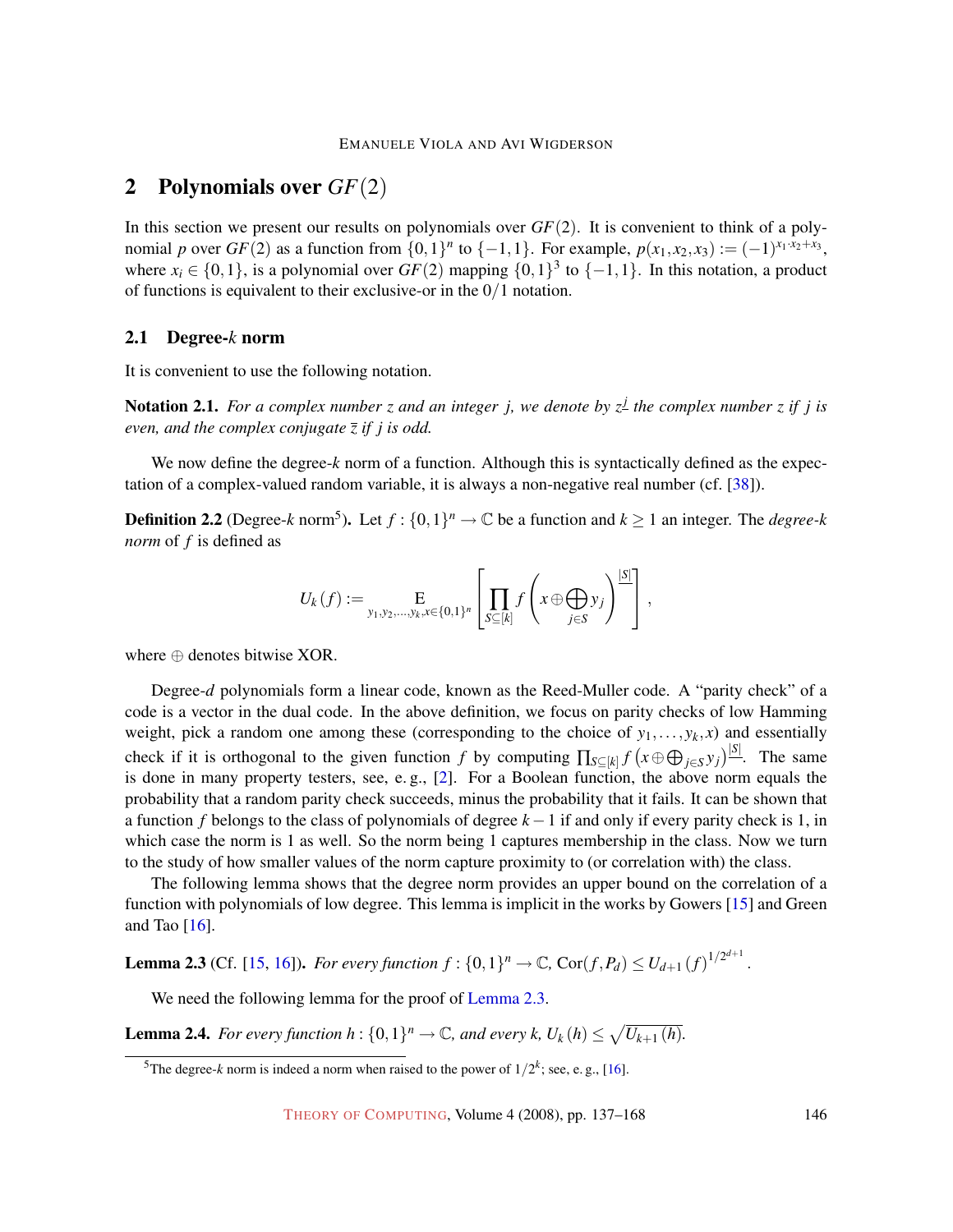## 2 Polynomials over $GF(2)$

In this section we present our results on polynomials over $GF(2)$. It is convenient to think of a polynomial $p$ over $GF(2)$ as a function from $\{0,1\}^n$ to $\{-1,1\}$. For example, $p(x_1,x_2,x_3) := (-1)^{x_1 \cdot x_2 + x_3}$, where $x_i \in \{0,1\}$, is a polynomial over $GF(2)$ mapping $\{0,1\}^3$ to $\{-1,1\}$. In this notation, a product of functions is equivalent to their exclusive-or in the $0/1$ notation.

### 2.1 Degree-$k$ norm

It is convenient to use the following notation.

**Notation 2.1.** *For a complex number $z$ and an integer $j$, we denote by $z^{\underline{j}}$ the complex number $z$ if $j$ is even, and the complex conjugate $\bar{z}$ if $j$ is odd.*

We now define the degree-$k$ norm of a function. Although this is syntactically defined as the expectation of a complex-valued random variable, it is always a non-negative real number (cf. [38]).

**Definition 2.2** (Degree-$k$ norm[5]). Let $f : \{0,1\}^n \to \mathbb{C}$ be a function and $k \geq 1$ an integer. The *degree-$k$ norm* of $f$ is defined as

$$U_k(f) := \mathop{\mathrm{E}}_{y_1,y_2,\ldots,y_k,x \in \{0,1\}^n} \left[ \prod_{S \subseteq [k]} f\left(x \oplus \bigoplus_{j \in S} y_j\right)^{\underline{|S|}} \right],$$

where $\oplus$ denotes bitwise XOR.

Degree-$d$ polynomials form a linear code, known as the Reed-Muller code. A "parity check" of a code is a vector in the dual code. In the above definition, we focus on parity checks of low Hamming weight, pick a random one among these (corresponding to the choice of $y_1,\ldots,y_k,x$) and essentially check if it is orthogonal to the given function $f$ by computing $\prod_{S \subseteq [k]} f\left(x \oplus \bigoplus_{j \in S} y_j\right)^{\underline{|S|}}$. The same is done in many property testers, see, e. g., [2]. For a Boolean function, the above norm equals the probability that a random parity check succeeds, minus the probability that it fails. It can be shown that a function $f$ belongs to the class of polynomials of degree $k-1$ if and only if every parity check is 1, in which case the norm is 1 as well. So the norm being 1 captures membership in the class. Now we turn to the study of how smaller values of the norm capture proximity to (or correlation with) the class.

The following lemma shows that the degree norm provides an upper bound on the correlation of a function with polynomials of low degree. This lemma is implicit in the works by Gowers [15] and Green and Tao [16].

**Lemma 2.3** (Cf. [15, 16]). *For every function $f : \{0,1\}^n \to \mathbb{C}$, $\mathrm{Cor}(f, P_d) \leq U_{d+1}(f)^{1/2^{d+1}}$.*

We need the following lemma for the proof of Lemma 2.3.

**Lemma 2.4.** *For every function $h : \{0,1\}^n \to \mathbb{C}$, and every $k$, $U_k(h) \leq \sqrt{U_{k+1}(h)}$.*

[5] The degree-$k$ norm is indeed a norm when raised to the power of $1/2^k$; see, e. g., [16].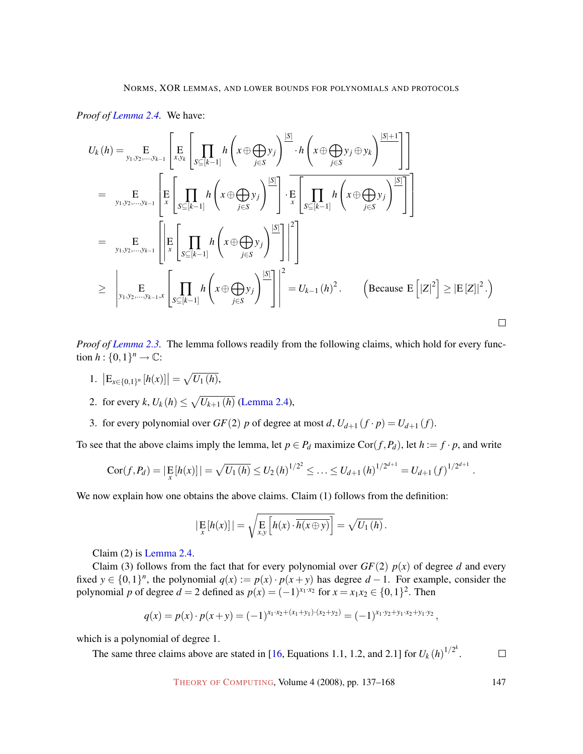*Proof of Lemma 2.4.* We have:

$$
\begin{aligned}
U_k(h) &= \mathop{\mathrm{E}}_{y_1,y_2,\ldots,y_{k-1}}\left[\mathop{\mathrm{E}}_{x,y_k}\left[\prod_{S\subseteq[k-1]} h\left(x\oplus\bigoplus_{j\in S} y_j\right)^{\overline{|S|}} \cdot h\left(x\oplus\bigoplus_{j\in S} y_j\oplus y_k\right)^{\overline{|S|+1}}\right]\right] \\
&= \mathop{\mathrm{E}}_{y_1,y_2,\ldots,y_{k-1}}\left[\mathop{\mathrm{E}}_{x}\left[\prod_{S\subseteq[k-1]} h\left(x\oplus\bigoplus_{j\in S} y_j\right)^{\overline{|S|}}\right]\cdot \overline{\mathop{\mathrm{E}}_{x}\left[\prod_{S\subseteq[k-1]} h\left(x\oplus\bigoplus_{j\in S} y_j\right)^{\overline{|S|}}\right]}\right] \\
&= \mathop{\mathrm{E}}_{y_1,y_2,\ldots,y_{k-1}}\left[\left|\mathop{\mathrm{E}}_{x}\left[\prod_{S\subseteq[k-1]} h\left(x\oplus\bigoplus_{j\in S} y_j\right)^{\overline{|S|}}\right]\right|^2\right] \\
&\geq \left|\mathop{\mathrm{E}}_{y_1,y_2,\ldots,y_{k-1},x}\left[\prod_{S\subseteq[k-1]} h\left(x\oplus\bigoplus_{j\in S} y_j\right)^{\overline{|S|}}\right]\right|^2 = U_{k-1}(h)^2. \qquad \left(\text{Because } \mathrm{E}\left[|Z|^2\right]\geq |\mathrm{E}[Z]|^2.\right)
\end{aligned}
$$

□

*Proof of Lemma 2.3.* The lemma follows readily from the following claims, which hold for every function $h:\{0,1\}^n\to\mathbb{C}$:

1. $\left|\mathrm{E}_{x\in\{0,1\}^n}[h(x)]\right| = \sqrt{U_1(h)}$,
2. for every $k$, $U_k(h)\leq\sqrt{U_{k+1}(h)}$ (Lemma 2.4),
3. for every polynomial over $GF(2)$ $p$ of degree at most $d$, $U_{d+1}(f\cdot p) = U_{d+1}(f)$.

To see that the above claims imply the lemma, let $p\in P_d$ maximize $\mathrm{Cor}(f,P_d)$, let $h := f\cdot p$, and write

$$
\mathrm{Cor}(f,P_d) = |\mathop{\mathrm{E}}_x[h(x)]| = \sqrt{U_1(h)} \leq U_2(h)^{1/2^2} \leq \ldots \leq U_{d+1}(h)^{1/2^{d+1}} = U_{d+1}(f)^{1/2^{d+1}}.
$$

We now explain how one obtains the above claims. Claim (1) follows from the definition:

$$
|\mathop{\mathrm{E}}_x[h(x)]| = \sqrt{\mathop{\mathrm{E}}_{x,y}\left[h(x)\cdot\overline{h(x\oplus y)}\right]} = \sqrt{U_1(h)}.
$$

Claim (2) is Lemma 2.4.

Claim (3) follows from the fact that for every polynomial over $GF(2)$ $p(x)$ of degree $d$ and every fixed $y\in\{0,1\}^n$, the polynomial $q(x) := p(x)\cdot p(x+y)$ has degree $d-1$. For example, consider the polynomial $p$ of degree $d=2$ defined as $p(x) = (-1)^{x_1\cdot x_2}$ for $x = x_1x_2\in\{0,1\}^2$. Then

$$
q(x) = p(x)\cdot p(x+y) = (-1)^{x_1\cdot x_2+(x_1+y_1)\cdot(x_2+y_2)} = (-1)^{x_1\cdot y_2+y_1\cdot x_2+y_1\cdot y_2},
$$

which is a polynomial of degree 1.

The same three claims above are stated in [16, Equations 1.1, 1.2, and 2.1] for $U_k(h)^{1/2^k}$. □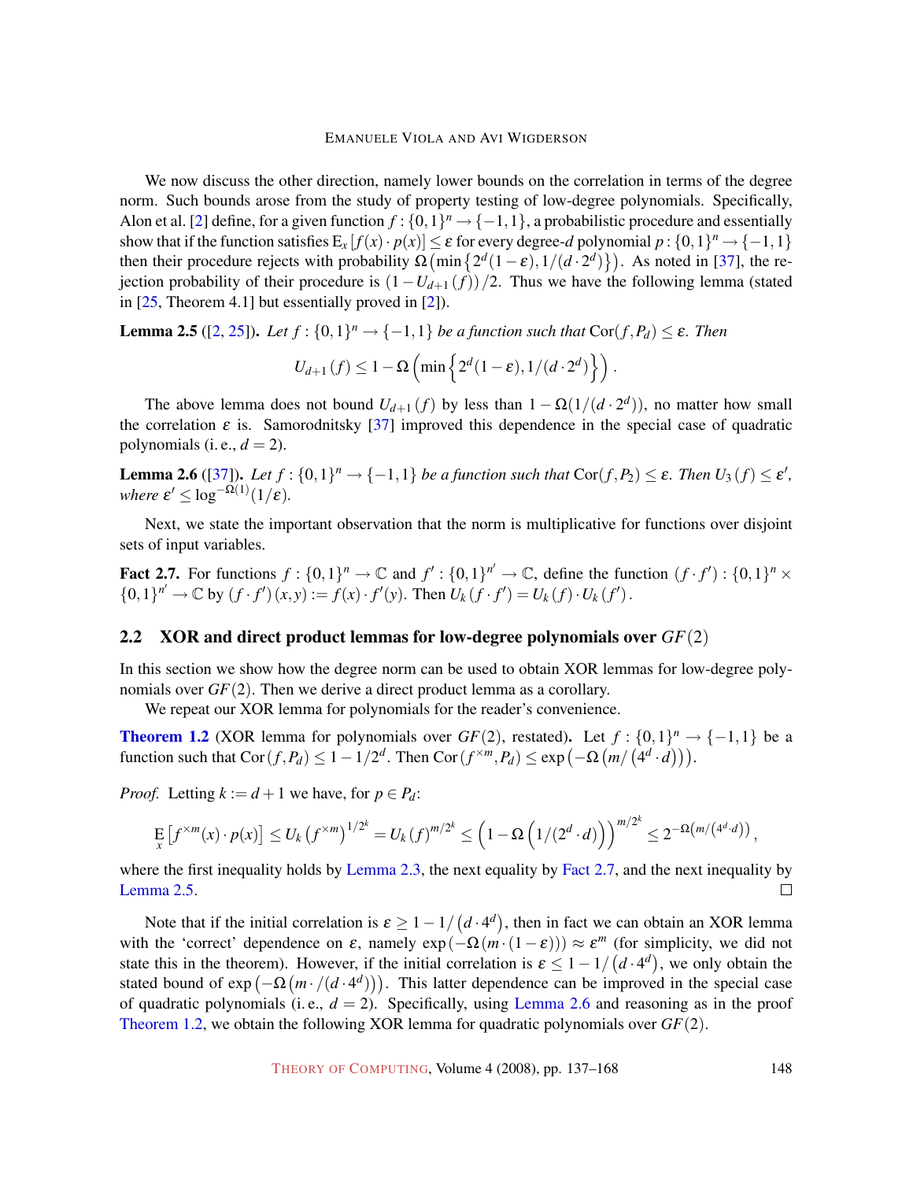We now discuss the other direction, namely lower bounds on the correlation in terms of the degree norm. Such bounds arose from the study of property testing of low-degree polynomials. Specifically, Alon et al. [2] define, for a given function $f:\{0,1\}^n \to \{-1,1\}$, a probabilistic procedure and essentially show that if the function satisfies $\mathrm{E}_x[f(x)\cdot p(x)] \le \varepsilon$ for every degree-$d$ polynomial $p:\{0,1\}^n \to \{-1,1\}$ then their procedure rejects with probability $\Omega\left(\min\left\{2^d(1-\varepsilon), 1/(d\cdot 2^d)\right\}\right)$. As noted in [37], the rejection probability of their procedure is $(1-U_{d+1}(f))/2$. Thus we have the following lemma (stated in [25, Theorem 4.1] but essentially proved in [2]).

**Lemma 2.5** ([2, 25]). *Let $f:\{0,1\}^n \to \{-1,1\}$ be a function such that $\mathrm{Cor}(f,P_d) \le \varepsilon$. Then*

$$U_{d+1}(f) \le 1 - \Omega\left(\min\left\{2^d(1-\varepsilon), 1/(d\cdot 2^d)\right\}\right).$$

The above lemma does not bound $U_{d+1}(f)$ by less than $1-\Omega(1/(d\cdot 2^d))$, no matter how small the correlation $\varepsilon$ is. Samorodnitsky [37] improved this dependence in the special case of quadratic polynomials (i. e., $d=2$).

**Lemma 2.6** ([37]). *Let $f:\{0,1\}^n \to \{-1,1\}$ be a function such that $\mathrm{Cor}(f,P_2) \le \varepsilon$. Then $U_3(f) \le \varepsilon'$, where $\varepsilon' \le \log^{-\Omega(1)}(1/\varepsilon)$.*

Next, we state the important observation that the norm is multiplicative for functions over disjoint sets of input variables.

**Fact 2.7.** For functions $f:\{0,1\}^n \to \mathbb{C}$ and $f':\{0,1\}^{n'} \to \mathbb{C}$, define the function $(f\cdot f'):\{0,1\}^n \times \{0,1\}^{n'} \to \mathbb{C}$ by $(f\cdot f')(x,y) := f(x)\cdot f'(y)$. Then $U_k(f\cdot f') = U_k(f)\cdot U_k(f')$.

## 2.2 XOR and direct product lemmas for low-degree polynomials over $GF(2)$

In this section we show how the degree norm can be used to obtain XOR lemmas for low-degree polynomials over $GF(2)$. Then we derive a direct product lemma as a corollary.

We repeat our XOR lemma for polynomials for the reader's convenience.

**Theorem 1.2** (XOR lemma for polynomials over $GF(2)$, restated). Let $f:\{0,1\}^n \to \{-1,1\}$ be a function such that $\mathrm{Cor}(f,P_d) \le 1-1/2^d$. Then $\mathrm{Cor}(f^{\times m}, P_d) \le \exp\left(-\Omega\left(m/\left(4^d\cdot d\right)\right)\right)$.

*Proof.* Letting $k := d+1$ we have, for $p \in P_d$:

$$\mathop{\mathrm{E}}_x\left[f^{\times m}(x)\cdot p(x)\right] \le U_k\left(f^{\times m}\right)^{1/2^k} = U_k(f)^{m/2^k} \le \left(1-\Omega\left(1/(2^d\cdot d)\right)\right)^{m/2^k} \le 2^{-\Omega\left(m/\left(4^d\cdot d\right)\right)},$$

where the first inequality holds by Lemma 2.3, the next equality by Fact 2.7, and the next inequality by Lemma 2.5. $\square$

Note that if the initial correlation is $\varepsilon \ge 1-1/\left(d\cdot 4^d\right)$, then in fact we can obtain an XOR lemma with the 'correct' dependence on $\varepsilon$, namely $\exp(-\Omega(m\cdot(1-\varepsilon))) \approx \varepsilon^m$ (for simplicity, we did not state this in the theorem). However, if the initial correlation is $\varepsilon \le 1-1/\left(d\cdot 4^d\right)$, we only obtain the stated bound of $\exp\left(-\Omega\left(m\cdot/\left(d\cdot 4^d\right)\right)\right)$. This latter dependence can be improved in the special case of quadratic polynomials (i. e., $d=2$). Specifically, using Lemma 2.6 and reasoning as in the proof Theorem 1.2, we obtain the following XOR lemma for quadratic polynomials over $GF(2)$.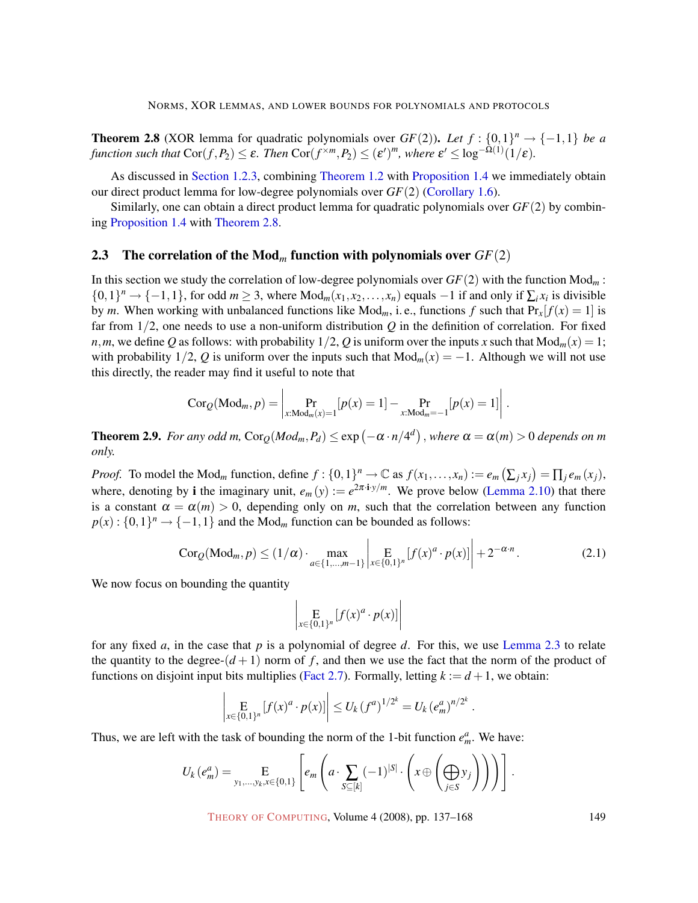**Theorem 2.8** (XOR lemma for quadratic polynomials over $GF(2)$)**.** *Let $f : \{0,1\}^n \to \{-1,1\}$ be a function such that* $\mathrm{Cor}(f, P_2) \le \varepsilon$*. Then* $\mathrm{Cor}(f^{\times m}, P_2) \le (\varepsilon')^m$*, where* $\varepsilon' \le \log^{-\Omega(1)}(1/\varepsilon)$*.*

As discussed in Section 1.2.3, combining Theorem 1.2 with Proposition 1.4 we immediately obtain our direct product lemma for low-degree polynomials over $GF(2)$ (Corollary 1.6).

Similarly, one can obtain a direct product lemma for quadratic polynomials over $GF(2)$ by combining Proposition 1.4 with Theorem 2.8.

### 2.3 The correlation of the $\mathrm{Mod}_m$ function with polynomials over $GF(2)$

In this section we study the correlation of low-degree polynomials over $GF(2)$ with the function $\mathrm{Mod}_m : \{0,1\}^n \to \{-1,1\}$, for odd $m \ge 3$, where $\mathrm{Mod}_m(x_1, x_2, \ldots, x_n)$ equals $-1$ if and only if $\sum_i x_i$ is divisible by $m$. When working with unbalanced functions like $\mathrm{Mod}_m$, i. e., functions $f$ such that $\Pr_x[f(x) = 1]$ is far from $1/2$, one needs to use a non-uniform distribution $Q$ in the definition of correlation. For fixed $n, m$, we define $Q$ as follows: with probability $1/2$, $Q$ is uniform over the inputs $x$ such that $\mathrm{Mod}_m(x) = 1$; with probability $1/2$, $Q$ is uniform over the inputs such that $\mathrm{Mod}_m(x) = -1$. Although we will not use this directly, the reader may find it useful to note that

$$\mathrm{Cor}_Q(\mathrm{Mod}_m, p) = \left| \Pr_{x:\mathrm{Mod}_m(x)=1}[p(x) = 1] - \Pr_{x:\mathrm{Mod}_m=-1}[p(x) = 1] \right|.$$

**Theorem 2.9.** *For any odd $m$, $\mathrm{Cor}_Q(Mod_m, P_d) \le \exp\left(-\alpha \cdot n/4^d\right)$, where $\alpha = \alpha(m) > 0$ depends on $m$ only.*

*Proof.* To model the $\mathrm{Mod}_m$ function, define $f : \{0,1\}^n \to \mathbb{C}$ as $f(x_1, \ldots, x_n) := e_m\left(\sum_j x_j\right) = \prod_j e_m(x_j)$, where, denoting by $\mathbf{i}$ the imaginary unit, $e_m(y) := e^{2\pi \cdot \mathbf{i} \cdot y/m}$. We prove below (Lemma 2.10) that there is a constant $\alpha = \alpha(m) > 0$, depending only on $m$, such that the correlation between any function $p(x) : \{0,1\}^n \to \{-1,1\}$ and the $\mathrm{Mod}_m$ function can be bounded as follows:

$$\mathrm{Cor}_Q(\mathrm{Mod}_m, p) \le (1/\alpha) \cdot \max_{a \in \{1,\ldots,m-1\}} \left| \mathop{\mathrm{E}}_{x \in \{0,1\}^n} [f(x)^a \cdot p(x)] \right| + 2^{-\alpha \cdot n}. \tag{2.1}$$

We now focus on bounding the quantity

$$\left| \mathop{\mathrm{E}}_{x \in \{0,1\}^n} [f(x)^a \cdot p(x)] \right|$$

for any fixed $a$, in the case that $p$ is a polynomial of degree $d$. For this, we use Lemma 2.3 to relate the quantity to the degree-$(d+1)$ norm of $f$, and then we use the fact that the norm of the product of functions on disjoint input bits multiplies (Fact 2.7). Formally, letting $k := d+1$, we obtain:

$$\left| \mathop{\mathrm{E}}_{x \in \{0,1\}^n} [f(x)^a \cdot p(x)] \right| \le U_k(f^a)^{1/2^k} = U_k(e_m^a)^{n/2^k}.$$

Thus, we are left with the task of bounding the norm of the 1-bit function $e_m^a$. We have:

$$U_k(e_m^a) = \mathop{\mathrm{E}}_{y_1,\ldots,y_k,x \in \{0,1\}} \left[ e_m\left( a \cdot \sum_{S \subseteq [k]} (-1)^{|S|} \cdot \left( x \oplus \left( \bigoplus_{j \in S} y_j \right) \right) \right) \right].$$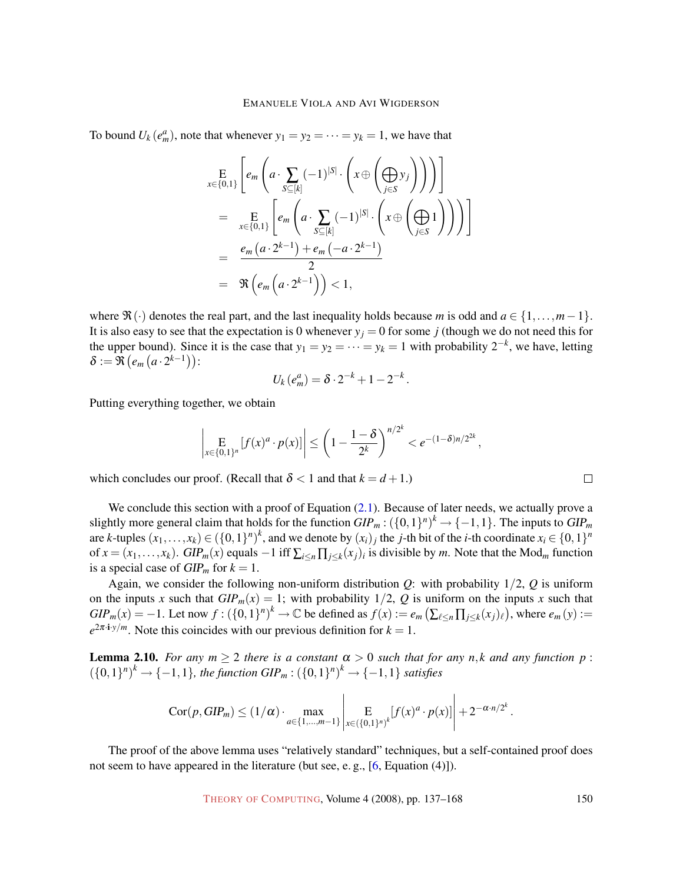To bound $U_k(e_m^a)$, note that whenever $y_1 = y_2 = \cdots = y_k = 1$, we have that

$$
\begin{aligned}
& \mathop{\mathrm{E}}_{x\in\{0,1\}}\left[e_m\left(a\cdot\sum_{S\subseteq[k]}(-1)^{|S|}\cdot\left(x\oplus\left(\bigoplus_{j\in S}y_j\right)\right)\right)\right] \\
&= \mathop{\mathrm{E}}_{x\in\{0,1\}}\left[e_m\left(a\cdot\sum_{S\subseteq[k]}(-1)^{|S|}\cdot\left(x\oplus\left(\bigoplus_{j\in S}1\right)\right)\right)\right] \\
&= \frac{e_m\left(a\cdot 2^{k-1}\right)+e_m\left(-a\cdot 2^{k-1}\right)}{2} \\
&= \Re\left(e_m\left(a\cdot 2^{k-1}\right)\right) < 1,
\end{aligned}
$$

where $\Re(\cdot)$ denotes the real part, and the last inequality holds because $m$ is odd and $a\in\{1,\ldots,m-1\}$. It is also easy to see that the expectation is 0 whenever $y_j = 0$ for some $j$ (though we do not need this for the upper bound). Since it is the case that $y_1 = y_2 = \cdots = y_k = 1$ with probability $2^{-k}$, we have, letting $\delta := \Re\left(e_m\left(a\cdot 2^{k-1}\right)\right)$:

$$U_k(e_m^a) = \delta\cdot 2^{-k} + 1 - 2^{-k}.$$

Putting everything together, we obtain

$$\left|\mathop{\mathrm{E}}_{x\in\{0,1\}^n}[f(x)^a\cdot p(x)]\right| \le \left(1-\frac{1-\delta}{2^k}\right)^{n/2^k} < e^{-(1-\delta)n/2^{2k}},$$

which concludes our proof. (Recall that $\delta < 1$ and that $k = d+1$.) □

We conclude this section with a proof of Equation (2.1). Because of later needs, we actually prove a slightly more general claim that holds for the function $GIP_m : (\{0,1\}^n)^k \to \{-1,1\}$. The inputs to $GIP_m$ are $k$-tuples $(x_1,\ldots,x_k)\in(\{0,1\}^n)^k$, and we denote by $(x_i)_j$ the $j$-th bit of the $i$-th coordinate $x_i\in\{0,1\}^n$ of $x = (x_1,\ldots,x_k)$. $GIP_m(x)$ equals $-1$ iff $\sum_{i\le n}\prod_{j\le k}(x_j)_i$ is divisible by $m$. Note that the $\mathrm{Mod}_m$ function is a special case of $GIP_m$ for $k = 1$.

Again, we consider the following non-uniform distribution $Q$: with probability $1/2$, $Q$ is uniform on the inputs $x$ such that $GIP_m(x) = 1$; with probability $1/2$, $Q$ is uniform on the inputs $x$ such that $GIP_m(x) = -1$. Let now $f : (\{0,1\}^n)^k \to \mathbb{C}$ be defined as $f(x) := e_m\left(\sum_{\ell\le n}\prod_{j\le k}(x_j)_\ell\right)$, where $e_m(y) := e^{2\pi\cdot\mathbf{i}\cdot y/m}$. Note this coincides with our previous definition for $k = 1$.

**Lemma 2.10.** *For any $m \ge 2$ there is a constant $\alpha > 0$ such that for any $n,k$ and any function $p : (\{0,1\}^n)^k \to \{-1,1\}$, the function $GIP_m : (\{0,1\}^n)^k \to \{-1,1\}$ satisfies*

$$\mathrm{Cor}(p, GIP_m) \le (1/\alpha)\cdot\max_{a\in\{1,\ldots,m-1\}}\left|\mathop{\mathrm{E}}_{x\in(\{0,1\}^n)^k}[f(x)^a\cdot p(x)]\right| + 2^{-\alpha\cdot n/2^k}.$$

The proof of the above lemma uses "relatively standard" techniques, but a self-contained proof does not seem to have appeared in the literature (but see, e. g., [6, Equation (4)]).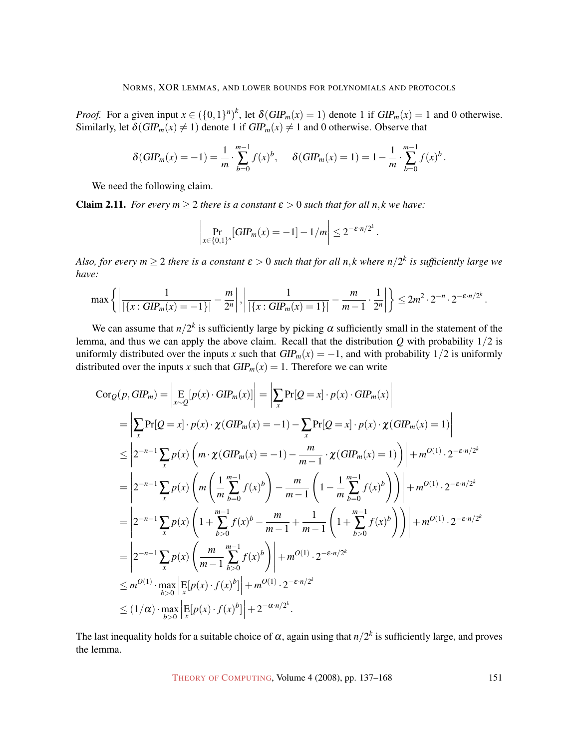*Proof.* For a given input $x \in (\{0,1\}^n)^k$, let $\delta(GIP_m(x) = 1)$ denote 1 if $GIP_m(x) = 1$ and 0 otherwise. Similarly, let $\delta(GIP_m(x) \neq 1)$ denote 1 if $GIP_m(x) \neq 1$ and 0 otherwise. Observe that

$$\delta(GIP_m(x) = -1) = \frac{1}{m} \cdot \sum_{b=0}^{m-1} f(x)^b, \quad \delta(GIP_m(x) = 1) = 1 - \frac{1}{m} \cdot \sum_{b=0}^{m-1} f(x)^b.$$

We need the following claim.

**Claim 2.11.** *For every $m \geq 2$ there is a constant $\varepsilon > 0$ such that for all $n, k$ we have:*

$$\left| \Pr_{x \in \{0,1\}^n}[GIP_m(x) = -1] - 1/m \right| \leq 2^{-\varepsilon \cdot n/2^k}.$$

*Also, for every $m \geq 2$ there is a constant $\varepsilon > 0$ such that for all $n, k$ where $n/2^k$ is sufficiently large we have:*

$$\max\left\{ \left| \frac{1}{|\{x : GIP_m(x) = -1\}|} - \frac{m}{2^n} \right|, \left| \frac{1}{|\{x : GIP_m(x) = 1\}|} - \frac{m}{m-1} \cdot \frac{1}{2^n} \right| \right\} \leq 2m^2 \cdot 2^{-n} \cdot 2^{-\varepsilon \cdot n/2^k}.$$

We can assume that $n/2^k$ is sufficiently large by picking $\alpha$ sufficiently small in the statement of the lemma, and thus we can apply the above claim. Recall that the distribution $Q$ with probability $1/2$ is uniformly distributed over the inputs $x$ such that $GIP_m(x) = -1$, and with probability $1/2$ is uniformly distributed over the inputs $x$ such that $GIP_m(x) = 1$. Therefore we can write

$$\begin{aligned}
\mathrm{Cor}_Q(p, GIP_m) &= \left| \mathop{\mathrm{E}}_{x \sim Q}[p(x) \cdot GIP_m(x)] \right| = \left| \sum_x \Pr[Q = x] \cdot p(x) \cdot GIP_m(x) \right| \\
&= \left| \sum_x \Pr[Q = x] \cdot p(x) \cdot \chi(GIP_m(x) = -1) - \sum_x \Pr[Q = x] \cdot p(x) \cdot \chi(GIP_m(x) = 1) \right| \\
&\leq \left| 2^{-n-1} \sum_x p(x) \left( m \cdot \chi(GIP_m(x) = -1) - \frac{m}{m-1} \cdot \chi(GIP_m(x) = 1) \right) \right| + m^{O(1)} \cdot 2^{-\varepsilon \cdot n/2^k} \\
&= \left| 2^{-n-1} \sum_x p(x) \left( m \left( \frac{1}{m} \sum_{b=0}^{m-1} f(x)^b \right) - \frac{m}{m-1} \left( 1 - \frac{1}{m} \sum_{b=0}^{m-1} f(x)^b \right) \right) \right| + m^{O(1)} \cdot 2^{-\varepsilon \cdot n/2^k} \\
&= \left| 2^{-n-1} \sum_x p(x) \left( 1 + \sum_{b>0}^{m-1} f(x)^b - \frac{m}{m-1} + \frac{1}{m-1} \left( 1 + \sum_{b>0}^{m-1} f(x)^b \right) \right) \right| + m^{O(1)} \cdot 2^{-\varepsilon \cdot n/2^k} \\
&= \left| 2^{-n-1} \sum_x p(x) \left( \frac{m}{m-1} \sum_{b>0}^{m-1} f(x)^b \right) \right| + m^{O(1)} \cdot 2^{-\varepsilon \cdot n/2^k} \\
&\leq m^{O(1)} \cdot \max_{b>0} \left| \mathop{\mathrm{E}}_x[p(x) \cdot f(x)^b] \right| + m^{O(1)} \cdot 2^{-\varepsilon \cdot n/2^k} \\
&\leq (1/\alpha) \cdot \max_{b>0} \left| \mathop{\mathrm{E}}_x[p(x) \cdot f(x)^b] \right| + 2^{-\alpha \cdot n/2^k}.
\end{aligned}$$

The last inequality holds for a suitable choice of $\alpha$, again using that $n/2^k$ is sufficiently large, and proves the lemma.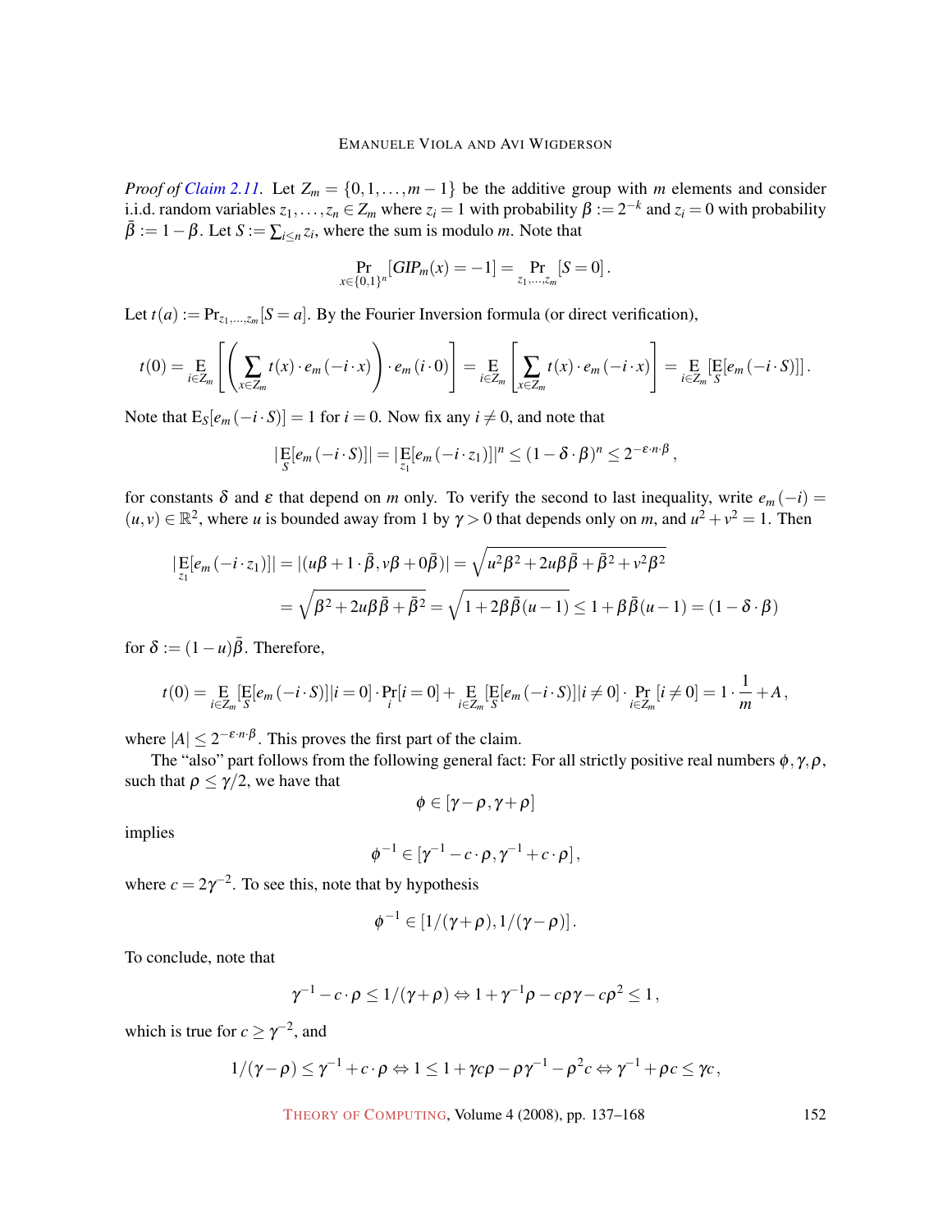*Proof of Claim 2.11.* Let $Z_m = \{0,1,\ldots,m-1\}$ be the additive group with $m$ elements and consider i.i.d. random variables $z_1,\ldots,z_n \in Z_m$ where $z_i = 1$ with probability $\beta := 2^{-k}$ and $z_i = 0$ with probability $\bar{\beta} := 1-\beta$. Let $S := \sum_{i\le n} z_i$, where the sum is modulo $m$. Note that

$$\Pr_{x\in\{0,1\}^n}[GIP_m(x) = -1] = \Pr_{z_1,\ldots,z_m}[S=0]\,.$$

Let $t(a) := \Pr_{z_1,\ldots,z_m}[S=a]$. By the Fourier Inversion formula (or direct verification),

$$t(0) = \mathop{\mathrm{E}}_{i\in Z_m}\left[\left(\sum_{x\in Z_m} t(x)\cdot e_m(-i\cdot x)\right)\cdot e_m(i\cdot 0)\right] = \mathop{\mathrm{E}}_{i\in Z_m}\left[\sum_{x\in Z_m} t(x)\cdot e_m(-i\cdot x)\right] = \mathop{\mathrm{E}}_{i\in Z_m}\left[\mathop{\mathrm{E}}_S[e_m(-i\cdot S)]\right].$$

Note that $\mathrm{E}_S[e_m(-i\cdot S)] = 1$ for $i=0$. Now fix any $i\neq 0$, and note that

$$|\mathop{\mathrm{E}}_S[e_m(-i\cdot S)]| = |\mathop{\mathrm{E}}_{z_1}[e_m(-i\cdot z_1)]|^n \le (1-\delta\cdot\beta)^n \le 2^{-\varepsilon\cdot n\cdot\beta}\,,$$

for constants $\delta$ and $\varepsilon$ that depend on $m$ only. To verify the second to last inequality, write $e_m(-i) = (u,v)\in\mathbb{R}^2$, where $u$ is bounded away from 1 by $\gamma>0$ that depends only on $m$, and $u^2+v^2=1$. Then

$$\begin{aligned}|\mathop{\mathrm{E}}_{z_1}[e_m(-i\cdot z_1)]| &= |(u\beta + 1\cdot\bar{\beta}, v\beta + 0\bar{\beta})| = \sqrt{u^2\beta^2 + 2u\beta\bar{\beta} + \bar{\beta}^2 + v^2\beta^2}\\ &= \sqrt{\beta^2 + 2u\beta\bar{\beta} + \bar{\beta}^2} = \sqrt{1 + 2\beta\bar{\beta}(u-1)} \le 1 + \beta\bar{\beta}(u-1) = (1-\delta\cdot\beta)\end{aligned}$$

for $\delta := (1-u)\bar{\beta}$. Therefore,

$$t(0) = \mathop{\mathrm{E}}_{i\in Z_m}\left[\mathop{\mathrm{E}}_S[e_m(-i\cdot S)]|i=0\right]\cdot\Pr_i[i=0] + \mathop{\mathrm{E}}_{i\in Z_m}\left[\mathop{\mathrm{E}}_S[e_m(-i\cdot S)]|i\neq 0\right]\cdot\Pr_{i\in Z_m}[i\neq 0] = 1\cdot\frac{1}{m} + A\,,$$

where $|A|\le 2^{-\varepsilon\cdot n\cdot\beta}$. This proves the first part of the claim.

The "also" part follows from the following general fact: For all strictly positive real numbers $\phi,\gamma,\rho$, such that $\rho\le\gamma/2$, we have that

$$\phi\in[\gamma-\rho,\gamma+\rho]$$

implies

$$\phi^{-1}\in[\gamma^{-1}-c\cdot\rho,\gamma^{-1}+c\cdot\rho]\,,$$

where $c = 2\gamma^{-2}$. To see this, note that by hypothesis

$$\phi^{-1}\in[1/(\gamma+\rho),1/(\gamma-\rho)]\,.$$

To conclude, note that

$$\gamma^{-1}-c\cdot\rho\le 1/(\gamma+\rho)\Leftrightarrow 1+\gamma^{-1}\rho - c\rho\gamma - c\rho^2\le 1\,,$$

which is true for $c\ge\gamma^{-2}$, and

$$1/(\gamma-\rho)\le\gamma^{-1}+c\cdot\rho\Leftrightarrow 1\le 1+\gamma c\rho-\rho\gamma^{-1}-\rho^2c\Leftrightarrow\gamma^{-1}+\rho c\le\gamma c\,,$$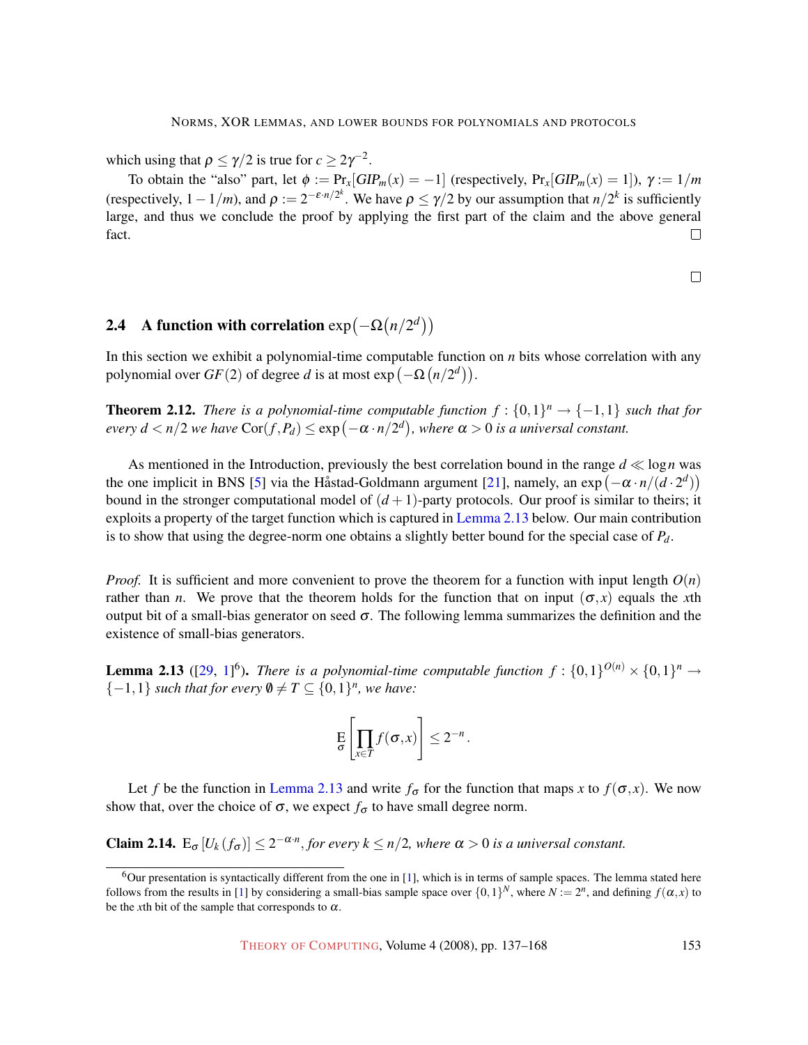which using that $\rho \leq \gamma/2$ is true for $c \geq 2\gamma^{-2}$.

To obtain the "also" part, let $\phi := \Pr_x[GIP_m(x) = -1]$ (respectively, $\Pr_x[GIP_m(x) = 1]$), $\gamma := 1/m$ (respectively, $1 - 1/m$), and $\rho := 2^{-\varepsilon \cdot n/2^k}$. We have $\rho \leq \gamma/2$ by our assumption that $n/2^k$ is sufficiently large, and thus we conclude the proof by applying the first part of the claim and the above general fact. □

□

## 2.4 A function with correlation $\exp\left(-\Omega\left(n/2^d\right)\right)$

In this section we exhibit a polynomial-time computable function on $n$ bits whose correlation with any polynomial over $GF(2)$ of degree $d$ is at most $\exp\left(-\Omega\left(n/2^d\right)\right)$.

**Theorem 2.12.** *There is a polynomial-time computable function $f : \{0,1\}^n \to \{-1,1\}$ such that for every $d < n/2$ we have $\mathrm{Cor}(f, P_d) \leq \exp\left(-\alpha \cdot n/2^d\right)$, where $\alpha > 0$ is a universal constant.*

As mentioned in the Introduction, previously the best correlation bound in the range $d \ll \log n$ was the one implicit in BNS [5] via the Håstad-Goldmann argument [21], namely, an $\exp\left(-\alpha \cdot n/(d \cdot 2^d)\right)$ bound in the stronger computational model of $(d+1)$-party protocols. Our proof is similar to theirs; it exploits a property of the target function which is captured in Lemma 2.13 below. Our main contribution is to show that using the degree-norm one obtains a slightly better bound for the special case of $P_d$.

*Proof.* It is sufficient and more convenient to prove the theorem for a function with input length $O(n)$ rather than $n$. We prove that the theorem holds for the function that on input $(\sigma, x)$ equals the $x$th output bit of a small-bias generator on seed $\sigma$. The following lemma summarizes the definition and the existence of small-bias generators.

**Lemma 2.13** ([29, 1][6]). *There is a polynomial-time computable function $f : \{0,1\}^{O(n)} \times \{0,1\}^n \to \{-1,1\}$ such that for every $\emptyset \neq T \subseteq \{0,1\}^n$, we have:*

$$\mathop{\mathrm{E}}_{\sigma}\left[\prod_{x \in T} f(\sigma, x)\right] \leq 2^{-n}.$$

Let $f$ be the function in Lemma 2.13 and write $f_\sigma$ for the function that maps $x$ to $f(\sigma, x)$. We now show that, over the choice of $\sigma$, we expect $f_\sigma$ to have small degree norm.

**Claim 2.14.** $\mathrm{E}_\sigma\left[U_k(f_\sigma)\right] \leq 2^{-\alpha \cdot n}$, *for every $k \leq n/2$, where $\alpha > 0$ is a universal constant.*

[6] Our presentation is syntactically different from the one in [1], which is in terms of sample spaces. The lemma stated here follows from the results in [1] by considering a small-bias sample space over $\{0,1\}^N$, where $N := 2^n$, and defining $f(\alpha, x)$ to be the $x$th bit of the sample that corresponds to $\alpha$.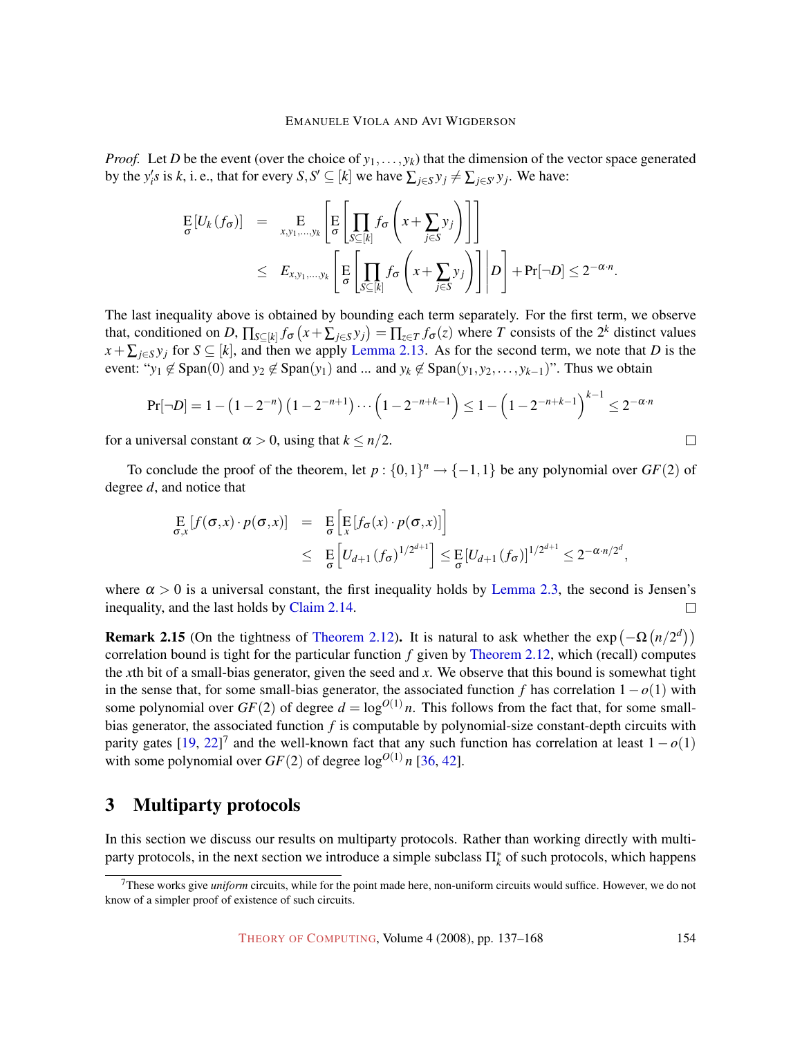*Proof.* Let $D$ be the event (over the choice of $y_1,\ldots,y_k$) that the dimension of the vector space generated by the $y_i'$s is $k$, i. e., that for every $S,S' \subseteq [k]$ we have $\sum_{j\in S} y_j \neq \sum_{j\in S'} y_j$. We have:

$$
\begin{aligned}
\mathop{\mathrm{E}}_{\sigma}[U_k(f_\sigma)] &= \mathop{\mathrm{E}}_{x,y_1,\ldots,y_k}\left[\mathop{\mathrm{E}}_{\sigma}\left[\prod_{S\subseteq[k]} f_\sigma\left(x+\sum_{j\in S} y_j\right)\right]\right] \\
&\leq E_{x,y_1,\ldots,y_k}\left[\mathop{\mathrm{E}}_{\sigma}\left[\prod_{S\subseteq[k]} f_\sigma\left(x+\sum_{j\in S} y_j\right)\right]\middle| D\right] + \Pr[\neg D] \leq 2^{-\alpha\cdot n}.
\end{aligned}
$$

The last inequality above is obtained by bounding each term separately. For the first term, we observe that, conditioned on $D$, $\prod_{S\subseteq[k]} f_\sigma\left(x+\sum_{j\in S} y_j\right) = \prod_{z\in T} f_\sigma(z)$ where $T$ consists of the $2^k$ distinct values $x+\sum_{j\in S} y_j$ for $S\subseteq[k]$, and then we apply Lemma 2.13. As for the second term, we note that $D$ is the event: "$y_1 \notin \mathrm{Span}(0)$ and $y_2 \notin \mathrm{Span}(y_1)$ and ... and $y_k \notin \mathrm{Span}(y_1,y_2,\ldots,y_{k-1})$". Thus we obtain

$$
\Pr[\neg D] = 1-\left(1-2^{-n}\right)\left(1-2^{-n+1}\right)\cdots\left(1-2^{-n+k-1}\right) \leq 1-\left(1-2^{-n+k-1}\right)^{k-1} \leq 2^{-\alpha\cdot n}
$$

for a universal constant $\alpha > 0$, using that $k \leq n/2$. □

To conclude the proof of the theorem, let $p : \{0,1\}^n \to \{-1,1\}$ be any polynomial over $GF(2)$ of degree $d$, and notice that

$$
\begin{aligned}
\mathop{\mathrm{E}}_{\sigma,x}[f(\sigma,x)\cdot p(\sigma,x)] &= \mathop{\mathrm{E}}_{\sigma}\left[\mathop{\mathrm{E}}_{x}[f_\sigma(x)\cdot p(\sigma,x)]\right] \\
&\leq \mathop{\mathrm{E}}_{\sigma}\left[U_{d+1}(f_\sigma)^{1/2^{d+1}}\right] \leq \mathop{\mathrm{E}}_{\sigma}[U_{d+1}(f_\sigma)]^{1/2^{d+1}} \leq 2^{-\alpha\cdot n/2^d},
\end{aligned}
$$

where $\alpha > 0$ is a universal constant, the first inequality holds by Lemma 2.3, the second is Jensen's inequality, and the last holds by Claim 2.14. □

**Remark 2.15** (On the tightness of Theorem 2.12)**.** It is natural to ask whether the $\exp\left(-\Omega\left(n/2^d\right)\right)$ correlation bound is tight for the particular function $f$ given by Theorem 2.12, which (recall) computes the $x$th bit of a small-bias generator, given the seed and $x$. We observe that this bound is somewhat tight in the sense that, for some small-bias generator, the associated function $f$ has correlation $1-o(1)$ with some polynomial over $GF(2)$ of degree $d = \log^{O(1)} n$. This follows from the fact that, for some small-bias generator, the associated function $f$ is computable by polynomial-size constant-depth circuits with parity gates [19, 22][7] and the well-known fact that any such function has correlation at least $1-o(1)$ with some polynomial over $GF(2)$ of degree $\log^{O(1)} n$ [36, 42].

## 3 Multiparty protocols

In this section we discuss our results on multiparty protocols. Rather than working directly with multiparty protocols, in the next section we introduce a simple subclass $\Pi_k^*$ of such protocols, which happens

[7] These works give *uniform* circuits, while for the point made here, non-uniform circuits would suffice. However, we do not know of a simpler proof of existence of such circuits.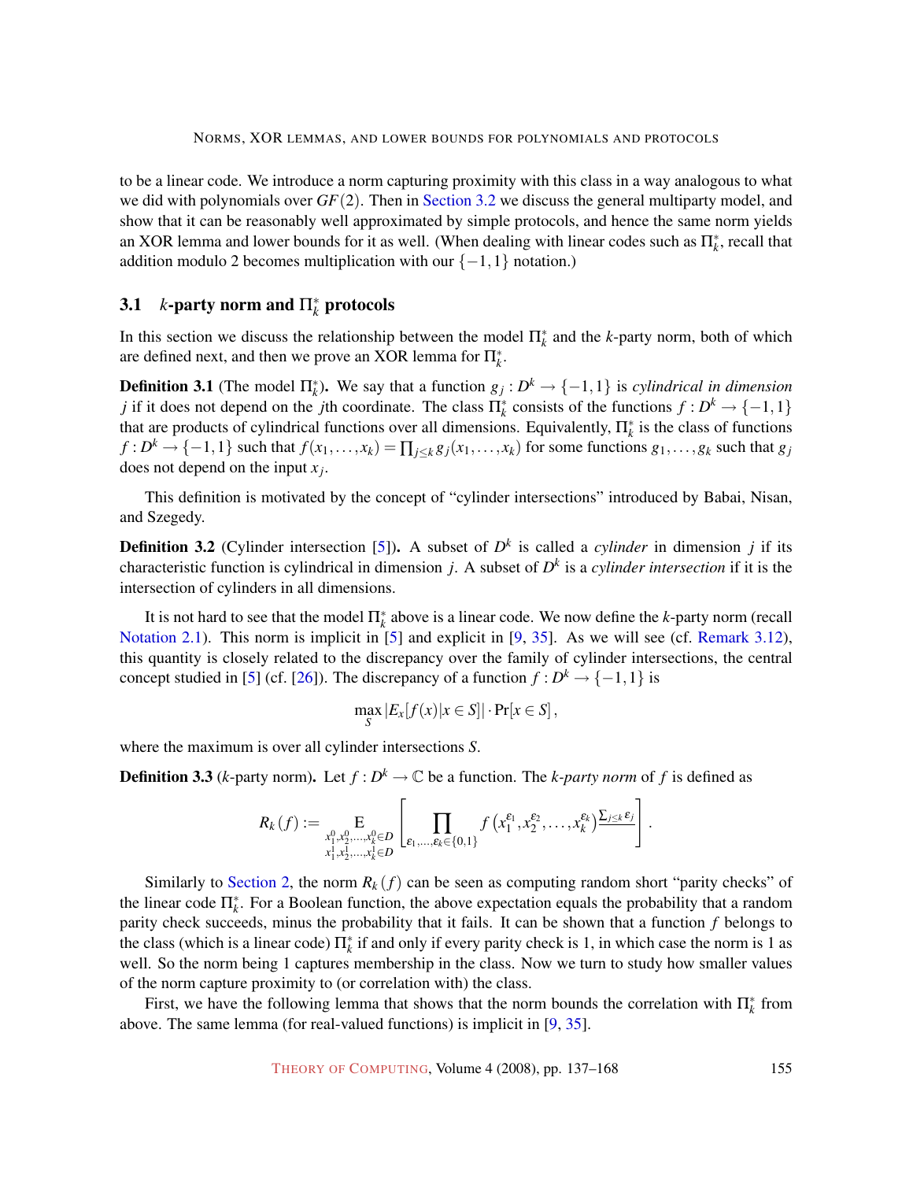to be a linear code. We introduce a norm capturing proximity with this class in a way analogous to what we did with polynomials over $GF(2)$. Then in Section 3.2 we discuss the general multiparty model, and show that it can be reasonably well approximated by simple protocols, and hence the same norm yields an XOR lemma and lower bounds for it as well. (When dealing with linear codes such as $\Pi_k^*$, recall that addition modulo 2 becomes multiplication with our $\{-1,1\}$ notation.)

### 3.1 $k$-party norm and $\Pi_k^*$ protocols

In this section we discuss the relationship between the model $\Pi_k^*$ and the $k$-party norm, both of which are defined next, and then we prove an XOR lemma for $\Pi_k^*$.

**Definition 3.1** (The model $\Pi_k^*$). We say that a function $g_j : D^k \to \{-1,1\}$ is *cylindrical in dimension $j$* if it does not depend on the $j$th coordinate. The class $\Pi_k^*$ consists of the functions $f : D^k \to \{-1,1\}$ that are products of cylindrical functions over all dimensions. Equivalently, $\Pi_k^*$ is the class of functions $f : D^k \to \{-1,1\}$ such that $f(x_1,\ldots,x_k) = \prod_{j \le k} g_j(x_1,\ldots,x_k)$ for some functions $g_1,\ldots,g_k$ such that $g_j$ does not depend on the input $x_j$.

This definition is motivated by the concept of "cylinder intersections" introduced by Babai, Nisan, and Szegedy.

**Definition 3.2** (Cylinder intersection [5]). A subset of $D^k$ is called a *cylinder* in dimension $j$ if its characteristic function is cylindrical in dimension $j$. A subset of $D^k$ is a *cylinder intersection* if it is the intersection of cylinders in all dimensions.

It is not hard to see that the model $\Pi_k^*$ above is a linear code. We now define the $k$-party norm (recall Notation 2.1). This norm is implicit in [5] and explicit in [9, 35]. As we will see (cf. Remark 3.12), this quantity is closely related to the discrepancy over the family of cylinder intersections, the central concept studied in [5] (cf. [26]). The discrepancy of a function $f : D^k \to \{-1,1\}$ is

$$\max_S |E_x[f(x)|x \in S]| \cdot \Pr[x \in S],$$

where the maximum is over all cylinder intersections $S$.

**Definition 3.3** ($k$-party norm). Let $f : D^k \to \mathbb{C}$ be a function. The *$k$-party norm* of $f$ is defined as

$$R_k(f) := \mathop{\mathrm{E}}_{\substack{x_1^0,x_2^0,\ldots,x_k^0 \in D \\ x_1^1,x_2^1,\ldots,x_k^1 \in D}} \left[ \prod_{\varepsilon_1,\ldots,\varepsilon_k \in \{0,1\}} f\left(x_1^{\varepsilon_1}, x_2^{\varepsilon_2}, \ldots, x_k^{\varepsilon_k}\right)^{\underline{\sum_{j \le k} \varepsilon_j}} \right].$$

Similarly to Section 2, the norm $R_k(f)$ can be seen as computing random short "parity checks" of the linear code $\Pi_k^*$. For a Boolean function, the above expectation equals the probability that a random parity check succeeds, minus the probability that it fails. It can be shown that a function $f$ belongs to the class (which is a linear code) $\Pi_k^*$ if and only if every parity check is 1, in which case the norm is 1 as well. So the norm being 1 captures membership in the class. Now we turn to study how smaller values of the norm capture proximity to (or correlation with) the class.

First, we have the following lemma that shows that the norm bounds the correlation with $\Pi_k^*$ from above. The same lemma (for real-valued functions) is implicit in [9, 35].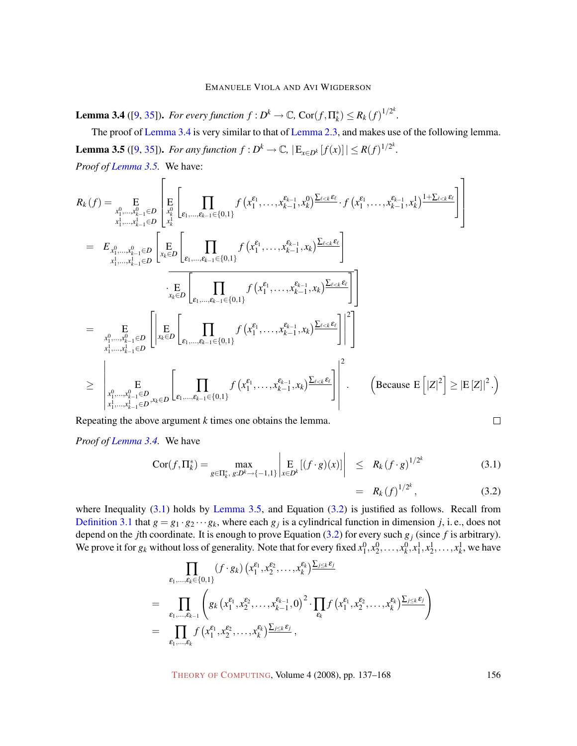**Lemma 3.4** ([9, 35]). *For every function $f : D^k \to \mathbb{C}$, $\mathrm{Cor}(f, \Pi_k^*) \le R_k(f)^{1/2^k}$.*

The proof of Lemma 3.4 is very similar to that of Lemma 2.3, and makes use of the following lemma.

**Lemma 3.5** ([9, 35]). *For any function $f : D^k \to \mathbb{C}$, $|\mathrm{E}_{x \in D^k}[f(x)]| \le R(f)^{1/2^k}$.*

*Proof of Lemma 3.5.* We have:

$$
\begin{aligned}
R_k(f) &= \mathop{\mathrm{E}}_{\substack{x_1^0,\ldots,x_{k-1}^0 \in D \\ x_1^1,\ldots,x_{k-1}^1 \in D}} \left[ \mathop{\mathrm{E}}_{\substack{x_k^0 \\ x_k^1}} \left[ \prod_{\varepsilon_1,\ldots,\varepsilon_{k-1} \in \{0,1\}} f\left(x_1^{\varepsilon_1},\ldots,x_{k-1}^{\varepsilon_{k-1}},x_k^0\right)^{\overline{\sum_{\ell<k}\varepsilon_\ell}} \cdot f\left(x_1^{\varepsilon_1},\ldots,x_{k-1}^{\varepsilon_{k-1}},x_k^1\right)^{\overline{1+\sum_{\ell<k}\varepsilon_\ell}} \right] \right] \\
&= E_{\substack{x_1^0,\ldots,x_{k-1}^0 \in D \\ x_1^1,\ldots,x_{k-1}^1 \in D}} \left[ \mathop{\mathrm{E}}_{x_k \in D} \left[ \prod_{\varepsilon_1,\ldots,\varepsilon_{k-1} \in \{0,1\}} f\left(x_1^{\varepsilon_1},\ldots,x_{k-1}^{\varepsilon_{k-1}},x_k\right)^{\overline{\sum_{\ell<k}\varepsilon_\ell}} \right] \right. \\
&\qquad \left. \cdot \overline{\mathop{\mathrm{E}}_{x_k \in D} \left[ \prod_{\varepsilon_1,\ldots,\varepsilon_{k-1} \in \{0,1\}} f\left(x_1^{\varepsilon_1},\ldots,x_{k-1}^{\varepsilon_{k-1}},x_k\right)^{\overline{\sum_{\ell<k}\varepsilon_\ell}} \right]} \right] \\
&= \mathop{\mathrm{E}}_{\substack{x_1^0,\ldots,x_{k-1}^0 \in D \\ x_1^1,\ldots,x_{k-1}^1 \in D}} \left[ \left| \mathop{\mathrm{E}}_{x_k \in D} \left[ \prod_{\varepsilon_1,\ldots,\varepsilon_{k-1} \in \{0,1\}} f\left(x_1^{\varepsilon_1},\ldots,x_{k-1}^{\varepsilon_{k-1}},x_k\right)^{\overline{\sum_{\ell<k}\varepsilon_\ell}} \right] \right|^2 \right] \\
&\ge \left| \mathop{\mathrm{E}}_{\substack{x_1^0,\ldots,x_{k-1}^0 \in D \\ x_1^1,\ldots,x_{k-1}^1 \in D}, x_k \in D} \left[ \prod_{\varepsilon_1,\ldots,\varepsilon_{k-1} \in \{0,1\}} f\left(x_1^{\varepsilon_1},\ldots,x_{k-1}^{\varepsilon_{k-1}},x_k\right)^{\overline{\sum_{\ell<k}\varepsilon_\ell}} \right] \right|^2 . \qquad \left(\text{Because } \mathrm{E}\left[|Z|^2\right] \ge |\mathrm{E}[Z]|^2.\right)
\end{aligned}
$$

Repeating the above argument $k$ times one obtains the lemma. ◻

*Proof of Lemma 3.4.* We have

$$
\begin{aligned}
\mathrm{Cor}(f, \Pi_k^*) = \max_{g \in \Pi_k^*,\, g : D^k \to \{-1,1\}} \left| \mathop{\mathrm{E}}_{x \in D^k}[(f \cdot g)(x)] \right| &\le R_k(f \cdot g)^{1/2^k} &\quad (3.1)\\
&= R_k(f)^{1/2^k}, &\quad (3.2)
\end{aligned}
$$

where Inequality (3.1) holds by Lemma 3.5, and Equation (3.2) is justified as follows. Recall from Definition 3.1 that $g = g_1 \cdot g_2 \cdots g_k$, where each $g_j$ is a cylindrical function in dimension $j$, i. e., does not depend on the $j$th coordinate. It is enough to prove Equation (3.2) for every such $g_j$ (since $f$ is arbitrary). We prove it for $g_k$ without loss of generality. Note that for every fixed $x_1^0, x_2^0, \ldots, x_k^0, x_1^1, x_2^1, \ldots, x_k^1$, we have

$$
\begin{aligned}
&\prod_{\varepsilon_1,\ldots,\varepsilon_k \in \{0,1\}} (f \cdot g_k)\left(x_1^{\varepsilon_1}, x_2^{\varepsilon_2}, \ldots, x_k^{\varepsilon_k}\right)^{\overline{\sum_{j \le k}\varepsilon_j}} \\
&= \prod_{\varepsilon_1,\ldots,\varepsilon_{k-1}} \left( g_k\left(x_1^{\varepsilon_1}, x_2^{\varepsilon_2}, \ldots, x_{k-1}^{\varepsilon_{k-1}}, 0\right)^2 \cdot \prod_{\varepsilon_k} f\left(x_1^{\varepsilon_1}, x_2^{\varepsilon_2}, \ldots, x_k^{\varepsilon_k}\right)^{\overline{\sum_{j \le k}\varepsilon_j}} \right) \\
&= \prod_{\varepsilon_1,\ldots,\varepsilon_k} f\left(x_1^{\varepsilon_1}, x_2^{\varepsilon_2}, \ldots, x_k^{\varepsilon_k}\right)^{\overline{\sum_{j \le k}\varepsilon_j}},
\end{aligned}
$$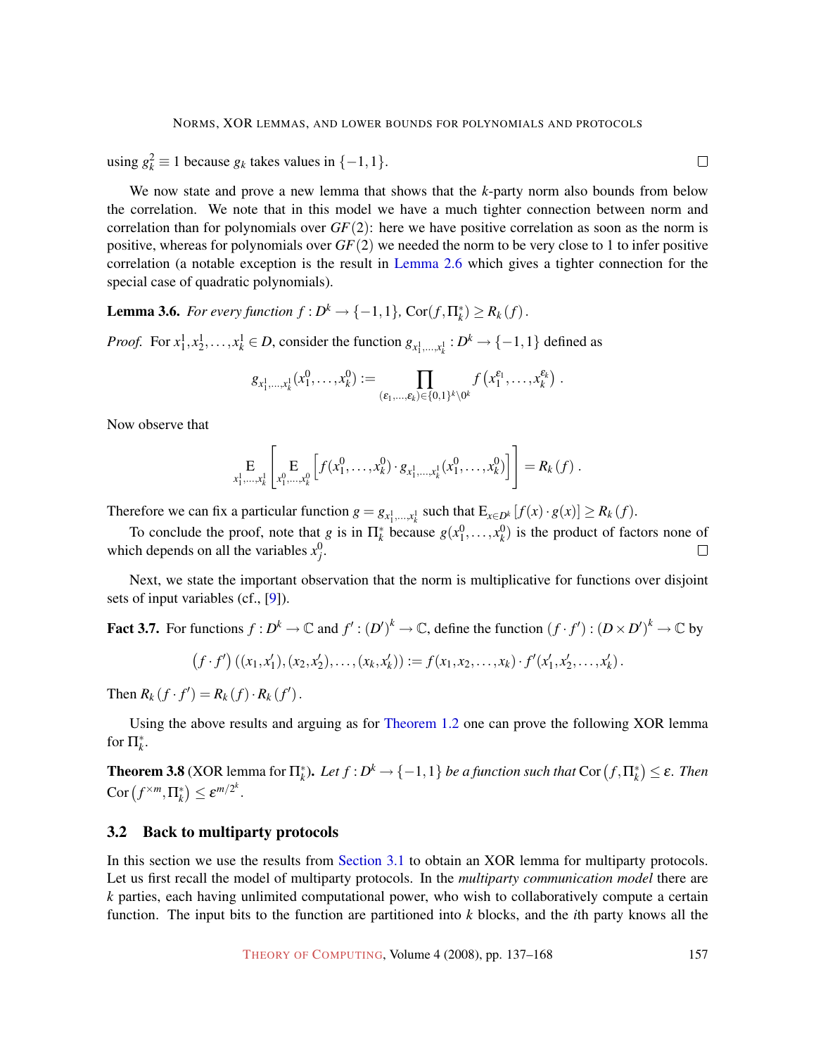using $g_k^2 \equiv 1$ because $g_k$ takes values in $\{-1,1\}$. □

We now state and prove a new lemma that shows that the $k$-party norm also bounds from below the correlation. We note that in this model we have a much tighter connection between norm and correlation than for polynomials over $GF(2)$: here we have positive correlation as soon as the norm is positive, whereas for polynomials over $GF(2)$ we needed the norm to be very close to 1 to infer positive correlation (a notable exception is the result in Lemma 2.6 which gives a tighter connection for the special case of quadratic polynomials).

**Lemma 3.6.** *For every function $f : D^k \to \{-1,1\}$, $\mathrm{Cor}(f, \Pi_k^*) \geq R_k(f)$.*

*Proof.* For $x_1^1, x_2^1, \ldots, x_k^1 \in D$, consider the function $g_{x_1^1,\ldots,x_k^1} : D^k \to \{-1,1\}$ defined as

$$g_{x_1^1,\ldots,x_k^1}(x_1^0,\ldots,x_k^0) := \prod_{(\varepsilon_1,\ldots,\varepsilon_k)\in\{0,1\}^k\setminus 0^k} f\left(x_1^{\varepsilon_1},\ldots,x_k^{\varepsilon_k}\right) .$$

Now observe that

$$\mathop{\mathrm{E}}_{x_1^1,\ldots,x_k^1}\left[\mathop{\mathrm{E}}_{x_1^0,\ldots,x_k^0}\left[f(x_1^0,\ldots,x_k^0)\cdot g_{x_1^1,\ldots,x_k^1}(x_1^0,\ldots,x_k^0)\right]\right] = R_k(f) .$$

Therefore we can fix a particular function $g = g_{x_1^1,\ldots,x_k^1}$ such that $\mathrm{E}_{x\in D^k}[f(x)\cdot g(x)] \geq R_k(f)$.

To conclude the proof, note that $g$ is in $\Pi_k^*$ because $g(x_1^0,\ldots,x_k^0)$ is the product of factors none of which depends on all the variables $x_j^0$. □

Next, we state the important observation that the norm is multiplicative for functions over disjoint sets of input variables (cf., [9]).

**Fact 3.7.** For functions $f : D^k \to \mathbb{C}$ and $f' : (D')^k \to \mathbb{C}$, define the function $(f\cdot f') : (D\times D')^k \to \mathbb{C}$ by

$$\left(f\cdot f'\right)((x_1,x_1'),(x_2,x_2'),\ldots,(x_k,x_k')) := f(x_1,x_2,\ldots,x_k)\cdot f'(x_1',x_2',\ldots,x_k') .$$

Then $R_k(f\cdot f') = R_k(f)\cdot R_k(f')$.

Using the above results and arguing as for Theorem 1.2 one can prove the following XOR lemma for $\Pi_k^*$.

**Theorem 3.8** (XOR lemma for $\Pi_k^*$)**.** *Let $f : D^k \to \{-1,1\}$ be a function such that $\mathrm{Cor}\left(f,\Pi_k^*\right) \leq \varepsilon$. Then $\mathrm{Cor}\left(f^{\times m},\Pi_k^*\right) \leq \varepsilon^{m/2^k}$.*

### 3.2 Back to multiparty protocols

In this section we use the results from Section 3.1 to obtain an XOR lemma for multiparty protocols. Let us first recall the model of multiparty protocols. In the *multiparty communication model* there are $k$ parties, each having unlimited computational power, who wish to collaboratively compute a certain function. The input bits to the function are partitioned into $k$ blocks, and the $i$th party knows all the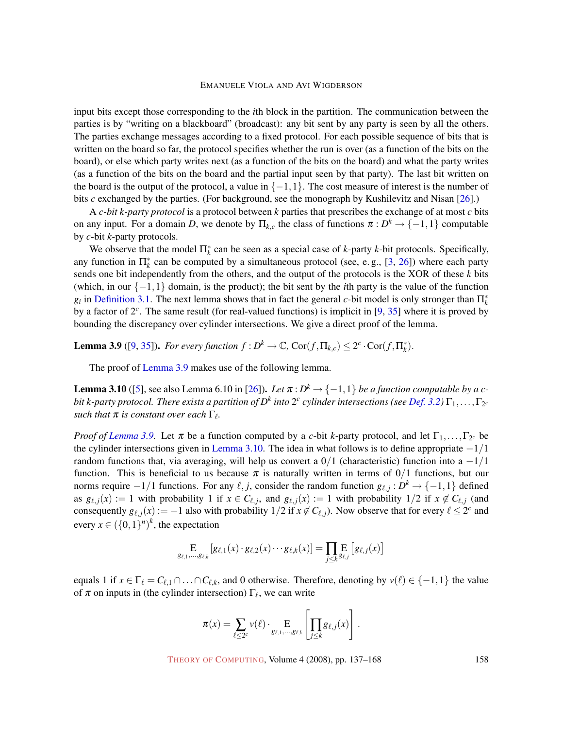input bits except those corresponding to the $i$th block in the partition. The communication between the parties is by "writing on a blackboard" (broadcast): any bit sent by any party is seen by all the others. The parties exchange messages according to a fixed protocol. For each possible sequence of bits that is written on the board so far, the protocol specifies whether the run is over (as a function of the bits on the board), or else which party writes next (as a function of the bits on the board) and what the party writes (as a function of the bits on the board and the partial input seen by that party). The last bit written on the board is the output of the protocol, a value in $\{-1,1\}$. The cost measure of interest is the number of bits $c$ exchanged by the parties. (For background, see the monograph by Kushilevitz and Nisan [26].)

A *c-bit k-party protocol* is a protocol between $k$ parties that prescribes the exchange of at most $c$ bits on any input. For a domain $D$, we denote by $\Pi_{k,c}$ the class of functions $\pi : D^k \to \{-1,1\}$ computable by $c$-bit $k$-party protocols.

We observe that the model $\Pi_k^*$ can be seen as a special case of $k$-party $k$-bit protocols. Specifically, any function in $\Pi_k^*$ can be computed by a simultaneous protocol (see, e. g., [3, 26]) where each party sends one bit independently from the others, and the output of the protocols is the XOR of these $k$ bits (which, in our $\{-1,1\}$ domain, is the product); the bit sent by the $i$th party is the value of the function $g_i$ in Definition 3.1. The next lemma shows that in fact the general $c$-bit model is only stronger than $\Pi_k^*$ by a factor of $2^c$. The same result (for real-valued functions) is implicit in [9, 35] where it is proved by bounding the discrepancy over cylinder intersections. We give a direct proof of the lemma.

**Lemma 3.9** ([9, 35]). *For every function $f : D^k \to \mathbb{C}$, $\mathrm{Cor}(f, \Pi_{k,c}) \leq 2^c \cdot \mathrm{Cor}(f, \Pi_k^*)$.*

The proof of Lemma 3.9 makes use of the following lemma.

**Lemma 3.10** ([5], see also Lemma 6.10 in [26]). *Let $\pi : D^k \to \{-1,1\}$ be a function computable by a $c$-bit $k$-party protocol. There exists a partition of $D^k$ into $2^c$ cylinder intersections (see Def. 3.2) $\Gamma_1, \ldots, \Gamma_{2^c}$ such that $\pi$ is constant over each $\Gamma_\ell$.*

*Proof of Lemma 3.9.* Let $\pi$ be a function computed by a $c$-bit $k$-party protocol, and let $\Gamma_1, \ldots, \Gamma_{2^c}$ be the cylinder intersections given in Lemma 3.10. The idea in what follows is to define appropriate $-1/1$ random functions that, via averaging, will help us convert a $0/1$ (characteristic) function into a $-1/1$ function. This is beneficial to us because $\pi$ is naturally written in terms of $0/1$ functions, but our norms require $-1/1$ functions. For any $\ell, j$, consider the random function $g_{\ell,j} : D^k \to \{-1,1\}$ defined as $g_{\ell,j}(x) := 1$ with probability 1 if $x \in C_{\ell,j}$, and $g_{\ell,j}(x) := 1$ with probability $1/2$ if $x \notin C_{\ell,j}$ (and consequently $g_{\ell,j}(x) := -1$ also with probability $1/2$ if $x \notin C_{\ell,j}$). Now observe that for every $\ell \leq 2^c$ and every $x \in (\{0,1\}^n)^k$, the expectation

$$\mathop{\mathrm{E}}_{g_{\ell,1},\ldots,g_{\ell,k}}[g_{\ell,1}(x) \cdot g_{\ell,2}(x) \cdots g_{\ell,k}(x)] = \prod_{j \leq k} \mathop{\mathrm{E}}_{g_{\ell,j}}\left[g_{\ell,j}(x)\right]$$

equals 1 if $x \in \Gamma_\ell = C_{\ell,1} \cap \ldots \cap C_{\ell,k}$, and 0 otherwise. Therefore, denoting by $v(\ell) \in \{-1,1\}$ the value of $\pi$ on inputs in (the cylinder intersection) $\Gamma_\ell$, we can write

$$\pi(x) = \sum_{\ell \leq 2^c} v(\ell) \cdot \mathop{\mathrm{E}}_{g_{\ell,1},\ldots,g_{\ell,k}}\left[\prod_{j \leq k} g_{\ell,j}(x)\right].$$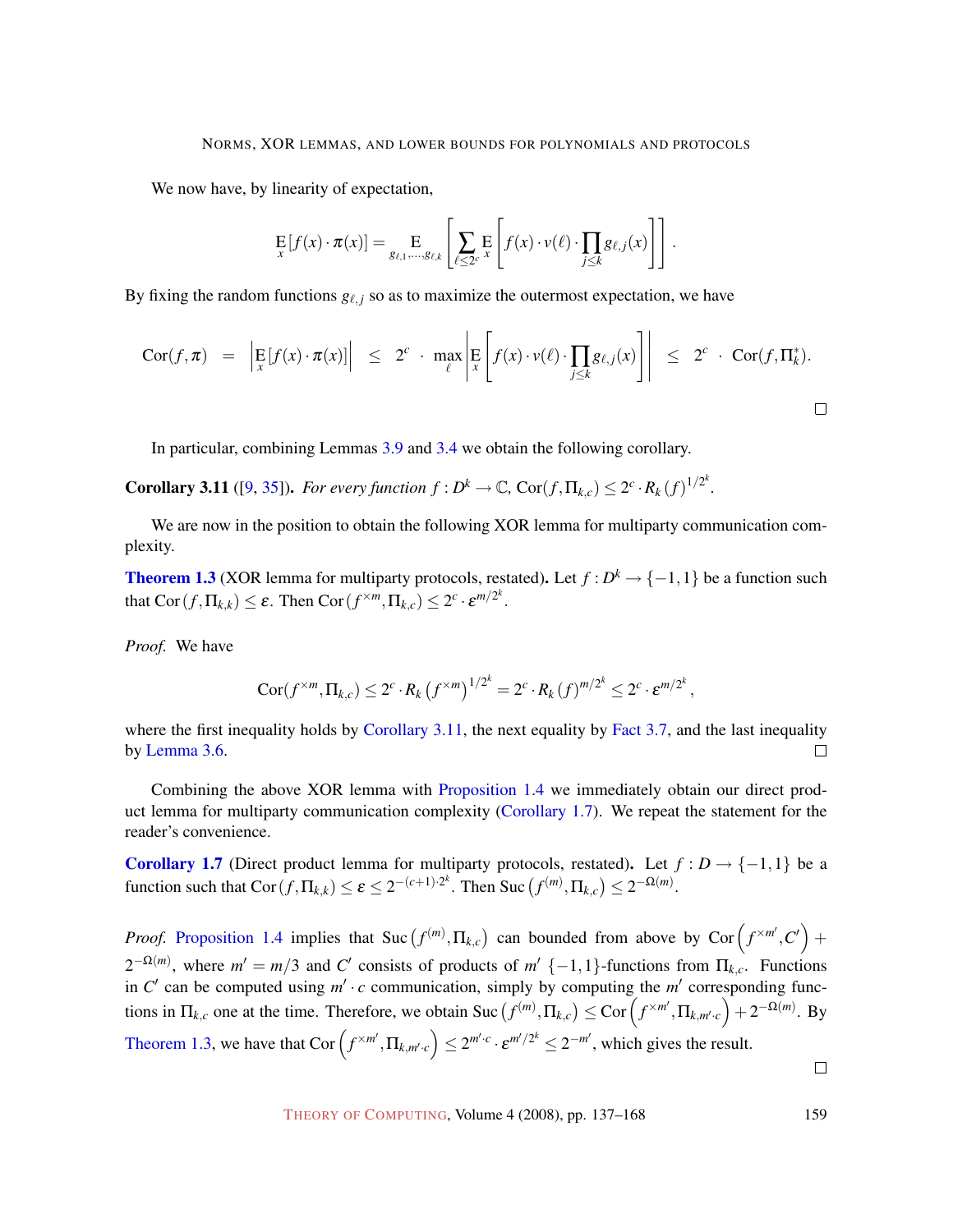We now have, by linearity of expectation,

$$\mathop{\mathrm{E}}_{x}[f(x)\cdot\pi(x)] = \mathop{\mathrm{E}}_{g_{\ell,1},\dots,g_{\ell,k}}\left[\sum_{\ell\le 2^c}\mathop{\mathrm{E}}_{x}\left[f(x)\cdot v(\ell)\cdot\prod_{j\le k}g_{\ell,j}(x)\right]\right].$$

By fixing the random functions $g_{\ell,j}$ so as to maximize the outermost expectation, we have

$$\mathrm{Cor}(f,\pi) \;=\; \left|\mathop{\mathrm{E}}_{x}[f(x)\cdot\pi(x)]\right| \;\le\; 2^c \cdot \max_{\ell}\left|\mathop{\mathrm{E}}_{x}\left[f(x)\cdot v(\ell)\cdot\prod_{j\le k}g_{\ell,j}(x)\right]\right| \;\le\; 2^c \cdot \mathrm{Cor}(f,\Pi_k^*).$$

□

In particular, combining Lemmas 3.9 and 3.4 we obtain the following corollary.

**Corollary 3.11** ([9, 35]). *For every function $f : D^k \to \mathbb{C}$, $\mathrm{Cor}(f,\Pi_{k,c}) \le 2^c \cdot R_k(f)^{1/2^k}$.*

We are now in the position to obtain the following XOR lemma for multiparty communication complexity.

**Theorem 1.3** (XOR lemma for multiparty protocols, restated)**.** Let $f : D^k \to \{-1,1\}$ be a function such that $\mathrm{Cor}(f,\Pi_{k,k}) \le \varepsilon$. Then $\mathrm{Cor}(f^{\times m},\Pi_{k,c}) \le 2^c \cdot \varepsilon^{m/2^k}$.

*Proof.* We have

$$\mathrm{Cor}(f^{\times m},\Pi_{k,c}) \le 2^c \cdot R_k\left(f^{\times m}\right)^{1/2^k} = 2^c \cdot R_k(f)^{m/2^k} \le 2^c \cdot \varepsilon^{m/2^k},$$

where the first inequality holds by Corollary 3.11, the next equality by Fact 3.7, and the last inequality by Lemma 3.6. □

Combining the above XOR lemma with Proposition 1.4 we immediately obtain our direct product lemma for multiparty communication complexity (Corollary 1.7). We repeat the statement for the reader's convenience.

**Corollary 1.7** (Direct product lemma for multiparty protocols, restated)**.** Let $f : D \to \{-1,1\}$ be a function such that $\mathrm{Cor}(f,\Pi_{k,k}) \le \varepsilon \le 2^{-(c+1)\cdot 2^k}$. Then $\mathrm{Suc}\left(f^{(m)},\Pi_{k,c}\right) \le 2^{-\Omega(m)}$.

*Proof.* Proposition 1.4 implies that $\mathrm{Suc}\left(f^{(m)},\Pi_{k,c}\right)$ can bounded from above by $\mathrm{Cor}\left(f^{\times m'},C'\right) + 2^{-\Omega(m)}$, where $m' = m/3$ and $C'$ consists of products of $m'$ $\{-1,1\}$-functions from $\Pi_{k,c}$. Functions in $C'$ can be computed using $m'\cdot c$ communication, simply by computing the $m'$ corresponding functions in $\Pi_{k,c}$ one at the time. Therefore, we obtain $\mathrm{Suc}\left(f^{(m)},\Pi_{k,c}\right) \le \mathrm{Cor}\left(f^{\times m'},\Pi_{k,m'\cdot c}\right) + 2^{-\Omega(m)}$. By Theorem 1.3, we have that $\mathrm{Cor}\left(f^{\times m'},\Pi_{k,m'\cdot c}\right) \le 2^{m'\cdot c}\cdot\varepsilon^{m'/2^k} \le 2^{-m'}$, which gives the result.

□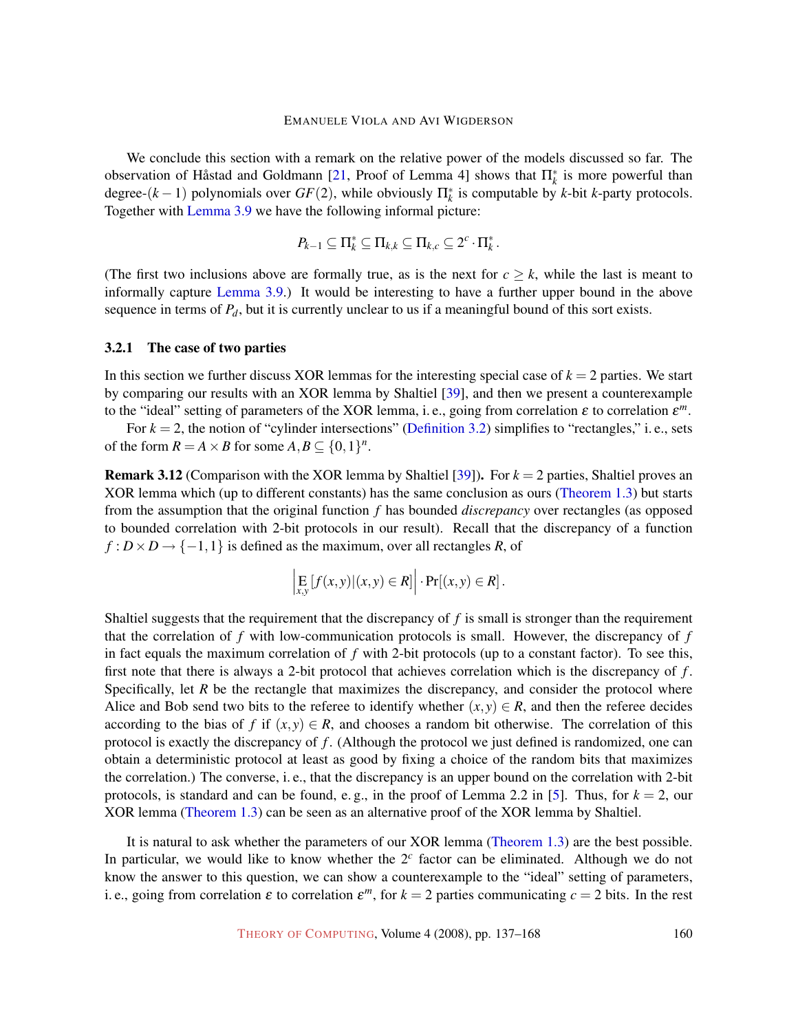We conclude this section with a remark on the relative power of the models discussed so far. The observation of Håstad and Goldmann [21, Proof of Lemma 4] shows that $\Pi_k^*$ is more powerful than degree-$(k-1)$ polynomials over $GF(2)$, while obviously $\Pi_k^*$ is computable by $k$-bit $k$-party protocols. Together with Lemma 3.9 we have the following informal picture:

$$P_{k-1} \subseteq \Pi_k^* \subseteq \Pi_{k,k} \subseteq \Pi_{k,c} \subseteq 2^c \cdot \Pi_k^* .$$

(The first two inclusions above are formally true, as is the next for $c \geq k$, while the last is meant to informally capture Lemma 3.9.) It would be interesting to have a further upper bound in the above sequence in terms of $P_d$, but it is currently unclear to us if a meaningful bound of this sort exists.

### 3.2.1 The case of two parties

In this section we further discuss XOR lemmas for the interesting special case of $k = 2$ parties. We start by comparing our results with an XOR lemma by Shaltiel [39], and then we present a counterexample to the "ideal" setting of parameters of the XOR lemma, i. e., going from correlation $\varepsilon$ to correlation $\varepsilon^m$.

For $k = 2$, the notion of "cylinder intersections" (Definition 3.2) simplifies to "rectangles," i. e., sets of the form $R = A \times B$ for some $A, B \subseteq \{0,1\}^n$.

**Remark 3.12** (Comparison with the XOR lemma by Shaltiel [39])**.** For $k = 2$ parties, Shaltiel proves an XOR lemma which (up to different constants) has the same conclusion as ours (Theorem 1.3) but starts from the assumption that the original function $f$ has bounded *discrepancy* over rectangles (as opposed to bounded correlation with 2-bit protocols in our result). Recall that the discrepancy of a function $f : D \times D \to \{-1, 1\}$ is defined as the maximum, over all rectangles $R$, of

$$\left| \mathop{\mathrm{E}}_{x,y} [f(x,y) | (x,y) \in R] \right| \cdot \Pr[(x,y) \in R] .$$

Shaltiel suggests that the requirement that the discrepancy of $f$ is small is stronger than the requirement that the correlation of $f$ with low-communication protocols is small. However, the discrepancy of $f$ in fact equals the maximum correlation of $f$ with 2-bit protocols (up to a constant factor). To see this, first note that there is always a 2-bit protocol that achieves correlation which is the discrepancy of $f$. Specifically, let $R$ be the rectangle that maximizes the discrepancy, and consider the protocol where Alice and Bob send two bits to the referee to identify whether $(x,y) \in R$, and then the referee decides according to the bias of $f$ if $(x,y) \in R$, and chooses a random bit otherwise. The correlation of this protocol is exactly the discrepancy of $f$. (Although the protocol we just defined is randomized, one can obtain a deterministic protocol at least as good by fixing a choice of the random bits that maximizes the correlation.) The converse, i. e., that the discrepancy is an upper bound on the correlation with 2-bit protocols, is standard and can be found, e. g., in the proof of Lemma 2.2 in [5]. Thus, for $k = 2$, our XOR lemma (Theorem 1.3) can be seen as an alternative proof of the XOR lemma by Shaltiel.

It is natural to ask whether the parameters of our XOR lemma (Theorem 1.3) are the best possible. In particular, we would like to know whether the $2^c$ factor can be eliminated. Although we do not know the answer to this question, we can show a counterexample to the "ideal" setting of parameters, i. e., going from correlation $\varepsilon$ to correlation $\varepsilon^m$, for $k = 2$ parties communicating $c = 2$ bits. In the rest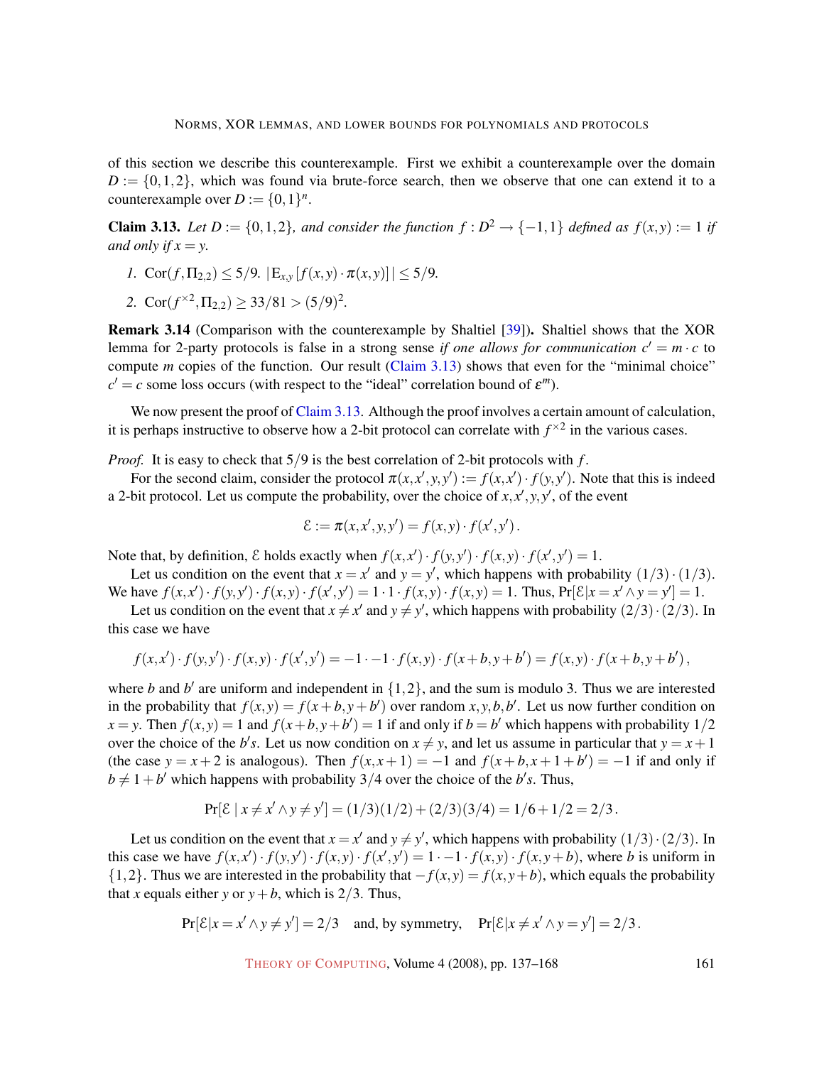of this section we describe this counterexample. First we exhibit a counterexample over the domain $D := \{0,1,2\}$, which was found via brute-force search, then we observe that one can extend it to a counterexample over $D := \{0,1\}^n$.

**Claim 3.13.** *Let $D := \{0,1,2\}$, and consider the function $f : D^2 \to \{-1,1\}$ defined as $f(x,y) := 1$ if and only if $x = y$.*

1. $\mathrm{Cor}(f, \Pi_{2,2}) \le 5/9$. $|\mathrm{E}_{x,y}[f(x,y) \cdot \pi(x,y)]| \le 5/9$.
2. $\mathrm{Cor}(f^{\times 2}, \Pi_{2,2}) \ge 33/81 > (5/9)^2$.

**Remark 3.14** (Comparison with the counterexample by Shaltiel [39])**.** Shaltiel shows that the XOR lemma for 2-party protocols is false in a strong sense *if one allows for communication $c' = m \cdot c$* to compute $m$ copies of the function. Our result (Claim 3.13) shows that even for the "minimal choice" $c' = c$ some loss occurs (with respect to the "ideal" correlation bound of $\varepsilon^m$).

We now present the proof of Claim 3.13. Although the proof involves a certain amount of calculation, it is perhaps instructive to observe how a 2-bit protocol can correlate with $f^{\times 2}$ in the various cases.

*Proof.* It is easy to check that $5/9$ is the best correlation of 2-bit protocols with $f$.

For the second claim, consider the protocol $\pi(x,x',y,y') := f(x,x') \cdot f(y,y')$. Note that this is indeed a 2-bit protocol. Let us compute the probability, over the choice of $x,x',y,y'$, of the event

$$\mathcal{E} := \pi(x,x',y,y') = f(x,y) \cdot f(x',y').$$

Note that, by definition, $\mathcal{E}$ holds exactly when $f(x,x') \cdot f(y,y') \cdot f(x,y) \cdot f(x',y') = 1$.

Let us condition on the event that $x = x'$ and $y = y'$, which happens with probability $(1/3) \cdot (1/3)$. We have $f(x,x') \cdot f(y,y') \cdot f(x,y) \cdot f(x',y') = 1 \cdot 1 \cdot f(x,y) \cdot f(x,y) = 1$. Thus, $\Pr[\mathcal{E} | x = x' \wedge y = y'] = 1$.

Let us condition on the event that $x \neq x'$ and $y \neq y'$, which happens with probability $(2/3) \cdot (2/3)$. In this case we have

$$f(x,x') \cdot f(y,y') \cdot f(x,y) \cdot f(x',y') = -1 \cdot -1 \cdot f(x,y) \cdot f(x+b, y+b') = f(x,y) \cdot f(x+b, y+b'),$$

where $b$ and $b'$ are uniform and independent in $\{1,2\}$, and the sum is modulo 3. Thus we are interested in the probability that $f(x,y) = f(x+b, y+b')$ over random $x,y,b,b'$. Let us now further condition on $x = y$. Then $f(x,y) = 1$ and $f(x+b, y+b') = 1$ if and only if $b = b'$ which happens with probability $1/2$ over the choice of the $b'$s. Let us now condition on $x \neq y$, and let us assume in particular that $y = x+1$ (the case $y = x+2$ is analogous). Then $f(x, x+1) = -1$ and $f(x+b, x+1+b') = -1$ if and only if $b \neq 1 + b'$ which happens with probability $3/4$ over the choice of the $b'$s. Thus,

$$\Pr[\mathcal{E} \mid x \neq x' \wedge y \neq y'] = (1/3)(1/2) + (2/3)(3/4) = 1/6 + 1/2 = 2/3.$$

Let us condition on the event that $x = x'$ and $y \neq y'$, which happens with probability $(1/3) \cdot (2/3)$. In this case we have $f(x,x') \cdot f(y,y') \cdot f(x,y) \cdot f(x',y') = 1 \cdot -1 \cdot f(x,y) \cdot f(x, y+b)$, where $b$ is uniform in $\{1,2\}$. Thus we are interested in the probability that $-f(x,y) = f(x, y+b)$, which equals the probability that $x$ equals either $y$ or $y+b$, which is $2/3$. Thus,

$$\Pr[\mathcal{E} | x = x' \wedge y \neq y'] = 2/3 \quad \text{and, by symmetry,} \quad \Pr[\mathcal{E} | x \neq x' \wedge y = y'] = 2/3.$$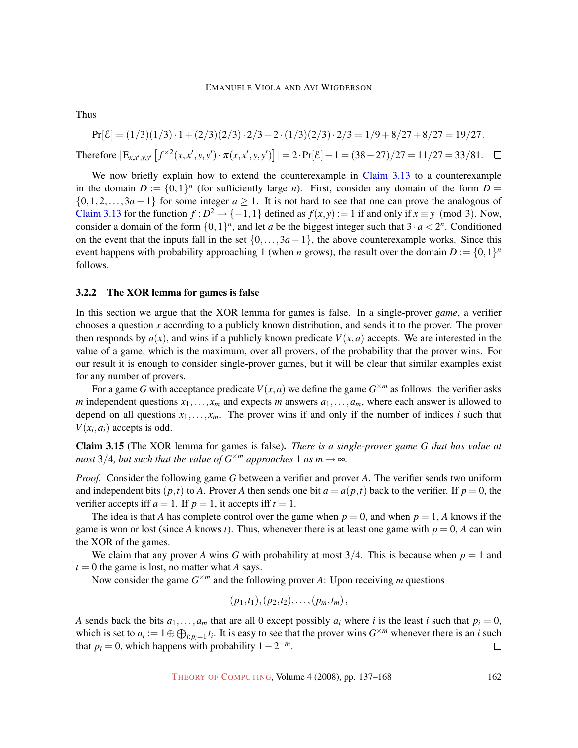Thus

$$\Pr[\mathcal{E}] = (1/3)(1/3)\cdot 1 + (2/3)(2/3)\cdot 2/3 + 2\cdot(1/3)(2/3)\cdot 2/3 = 1/9 + 8/27 + 8/27 = 19/27\,.$$

Therefore $|\,\mathrm{E}_{x,x',y,y'}\left[f^{\times 2}(x,x',y,y')\cdot\pi(x,x',y,y')\right]| = 2\cdot\Pr[\mathcal{E}]-1 = (38-27)/27 = 11/27 = 33/81.$ □

We now briefly explain how to extend the counterexample in Claim 3.13 to a counterexample in the domain $D := \{0,1\}^n$ (for sufficiently large $n$). First, consider any domain of the form $D = \{0,1,2,\ldots,3a-1\}$ for some integer $a \geq 1$. It is not hard to see that one can prove the analogous of Claim 3.13 for the function $f : D^2 \to \{-1,1\}$ defined as $f(x,y) := 1$ if and only if $x \equiv y \pmod 3$. Now, consider a domain of the form $\{0,1\}^n$, and let $a$ be the biggest integer such that $3\cdot a < 2^n$. Conditioned on the event that the inputs fall in the set $\{0,\ldots,3a-1\}$, the above counterexample works. Since this event happens with probability approaching 1 (when $n$ grows), the result over the domain $D := \{0,1\}^n$ follows.

### 3.2.2 The XOR lemma for games is false

In this section we argue that the XOR lemma for games is false. In a single-prover *game*, a verifier chooses a question $x$ according to a publicly known distribution, and sends it to the prover. The prover then responds by $a(x)$, and wins if a publicly known predicate $V(x,a)$ accepts. We are interested in the value of a game, which is the maximum, over all provers, of the probability that the prover wins. For our result it is enough to consider single-prover games, but it will be clear that similar examples exist for any number of provers.

For a game $G$ with acceptance predicate $V(x,a)$ we define the game $G^{\times m}$ as follows: the verifier asks $m$ independent questions $x_1,\ldots,x_m$ and expects $m$ answers $a_1,\ldots,a_m$, where each answer is allowed to depend on all questions $x_1,\ldots,x_m$. The prover wins if and only if the number of indices $i$ such that $V(x_i,a_i)$ accepts is odd.

**Claim 3.15** (The XOR lemma for games is false)**.** *There is a single-prover game $G$ that has value at most $3/4$, but such that the value of $G^{\times m}$ approaches 1 as $m \to \infty$.*

*Proof.* Consider the following game $G$ between a verifier and prover $A$. The verifier sends two uniform and independent bits $(p,t)$ to $A$. Prover $A$ then sends one bit $a = a(p,t)$ back to the verifier. If $p = 0$, the verifier accepts iff $a = 1$. If $p = 1$, it accepts iff $t = 1$.

The idea is that $A$ has complete control over the game when $p = 0$, and when $p = 1$, $A$ knows if the game is won or lost (since $A$ knows $t$). Thus, whenever there is at least one game with $p = 0$, $A$ can win the XOR of the games.

We claim that any prover $A$ wins $G$ with probability at most $3/4$. This is because when $p = 1$ and $t = 0$ the game is lost, no matter what $A$ says.

Now consider the game $G^{\times m}$ and the following prover $A$: Upon receiving $m$ questions

$$(p_1,t_1),(p_2,t_2),\ldots,(p_m,t_m)\,,$$

$A$ sends back the bits $a_1,\ldots,a_m$ that are all 0 except possibly $a_i$ where $i$ is the least $i$ such that $p_i = 0$, which is set to $a_i := 1 \oplus \bigoplus_{i:p_i=1} t_i$. It is easy to see that the prover wins $G^{\times m}$ whenever there is an $i$ such that $p_i = 0$, which happens with probability $1-2^{-m}$. □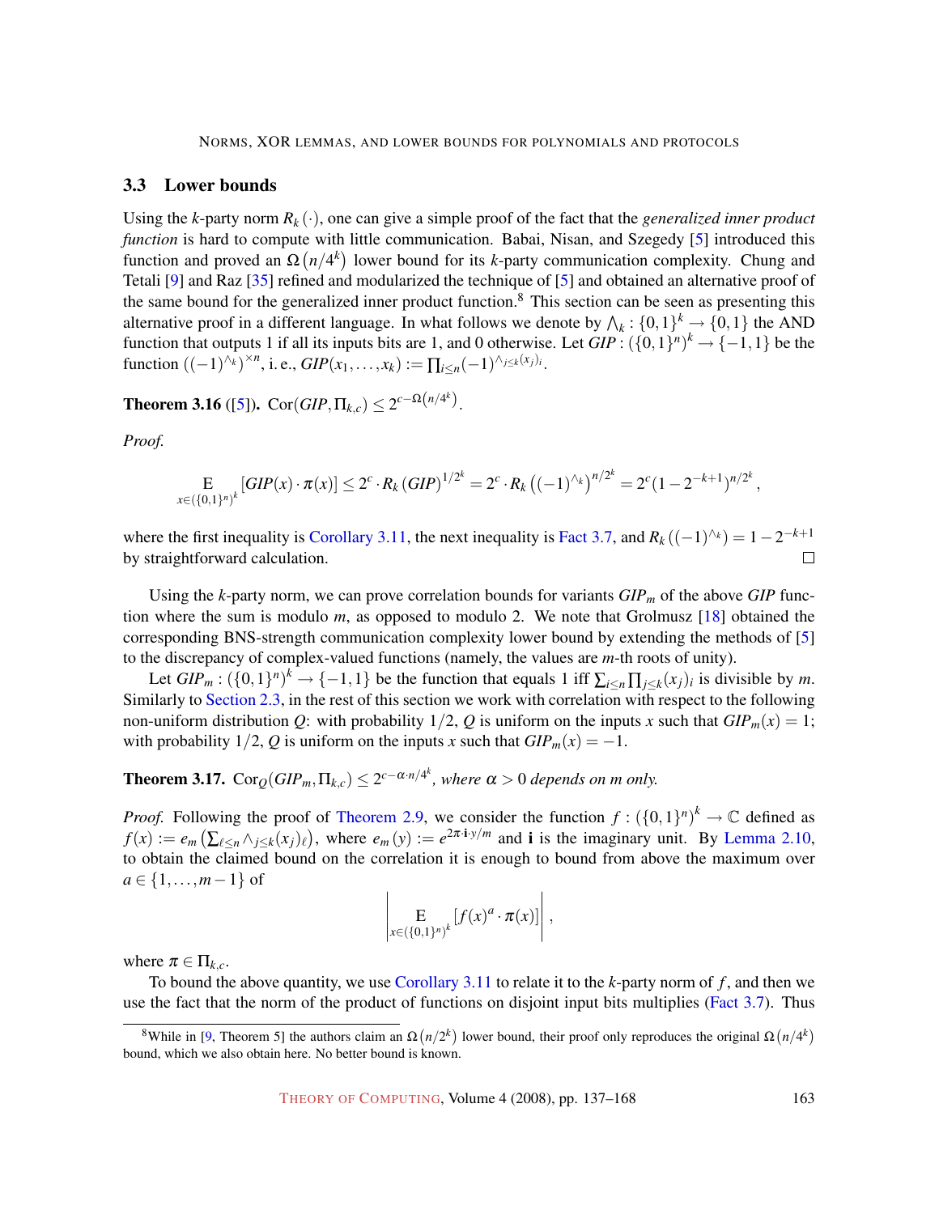## 3.3 Lower bounds

Using the $k$-party norm $R_k(\cdot)$, one can give a simple proof of the fact that the *generalized inner product function* is hard to compute with little communication. Babai, Nisan, and Szegedy [5] introduced this function and proved an $\Omega\left(n/4^k\right)$ lower bound for its $k$-party communication complexity. Chung and Tetali [9] and Raz [35] refined and modularized the technique of [5] and obtained an alternative proof of the same bound for the generalized inner product function.[8] This section can be seen as presenting this alternative proof in a different language. In what follows we denote by $\bigwedge_k : \{0,1\}^k \to \{0,1\}$ the AND function that outputs 1 if all its inputs bits are 1, and 0 otherwise. Let $GIP : (\{0,1\}^n)^k \to \{-1,1\}$ be the function $((-1)^{\wedge_k})^{\times n}$, i. e., $GIP(x_1,\dots,x_k) := \prod_{i\le n}(-1)^{\wedge_{j\le k}(x_j)_i}$.

**Theorem 3.16** ([5]). $\mathrm{Cor}(GIP,\Pi_{k,c}) \le 2^{c-\Omega\left(n/4^k\right)}$.

*Proof.*

$$\mathop{\mathrm{E}}_{x\in(\{0,1\}^n)^k}[GIP(x)\cdot\pi(x)] \le 2^c\cdot R_k\left(GIP\right)^{1/2^k} = 2^c\cdot R_k\left((-1)^{\wedge_k}\right)^{n/2^k} = 2^c(1-2^{-k+1})^{n/2^k},$$

where the first inequality is Corollary 3.11, the next inequality is Fact 3.7, and $R_k\left((-1)^{\wedge_k}\right) = 1-2^{-k+1}$ by straightforward calculation. □

Using the $k$-party norm, we can prove correlation bounds for variants $GIP_m$ of the above $GIP$ function where the sum is modulo $m$, as opposed to modulo 2. We note that Grolmusz [18] obtained the corresponding BNS-strength communication complexity lower bound by extending the methods of [5] to the discrepancy of complex-valued functions (namely, the values are $m$-th roots of unity).

Let $GIP_m : (\{0,1\}^n)^k \to \{-1,1\}$ be the function that equals 1 iff $\sum_{i\le n}\prod_{j\le k}(x_j)_i$ is divisible by $m$. Similarly to Section 2.3, in the rest of this section we work with correlation with respect to the following non-uniform distribution $Q$: with probability $1/2$, $Q$ is uniform on the inputs $x$ such that $GIP_m(x)=1$; with probability $1/2$, $Q$ is uniform on the inputs $x$ such that $GIP_m(x)=-1$.

**Theorem 3.17.** *$\mathrm{Cor}_Q(GIP_m,\Pi_{k,c}) \le 2^{c-\alpha\cdot n/4^k}$, where $\alpha>0$ depends on $m$ only.*

*Proof.* Following the proof of Theorem 2.9, we consider the function $f : (\{0,1\}^n)^k \to \mathbb{C}$ defined as $f(x) := e_m\left(\sum_{\ell\le n}\wedge_{j\le k}(x_j)_\ell\right)$, where $e_m(y) := e^{2\pi\cdot\mathbf{i}\cdot y/m}$ and $\mathbf{i}$ is the imaginary unit. By Lemma 2.10, to obtain the claimed bound on the correlation it is enough to bound from above the maximum over $a\in\{1,\dots,m-1\}$ of

$$\left|\mathop{\mathrm{E}}_{x\in(\{0,1\}^n)^k}[f(x)^a\cdot\pi(x)]\right|,$$

where $\pi\in\Pi_{k,c}$.

To bound the above quantity, we use Corollary 3.11 to relate it to the $k$-party norm of $f$, and then we use the fact that the norm of the product of functions on disjoint input bits multiplies (Fact 3.7). Thus

[8] While in [9, Theorem 5] the authors claim an $\Omega\left(n/2^k\right)$ lower bound, their proof only reproduces the original $\Omega\left(n/4^k\right)$ bound, which we also obtain here. No better bound is known.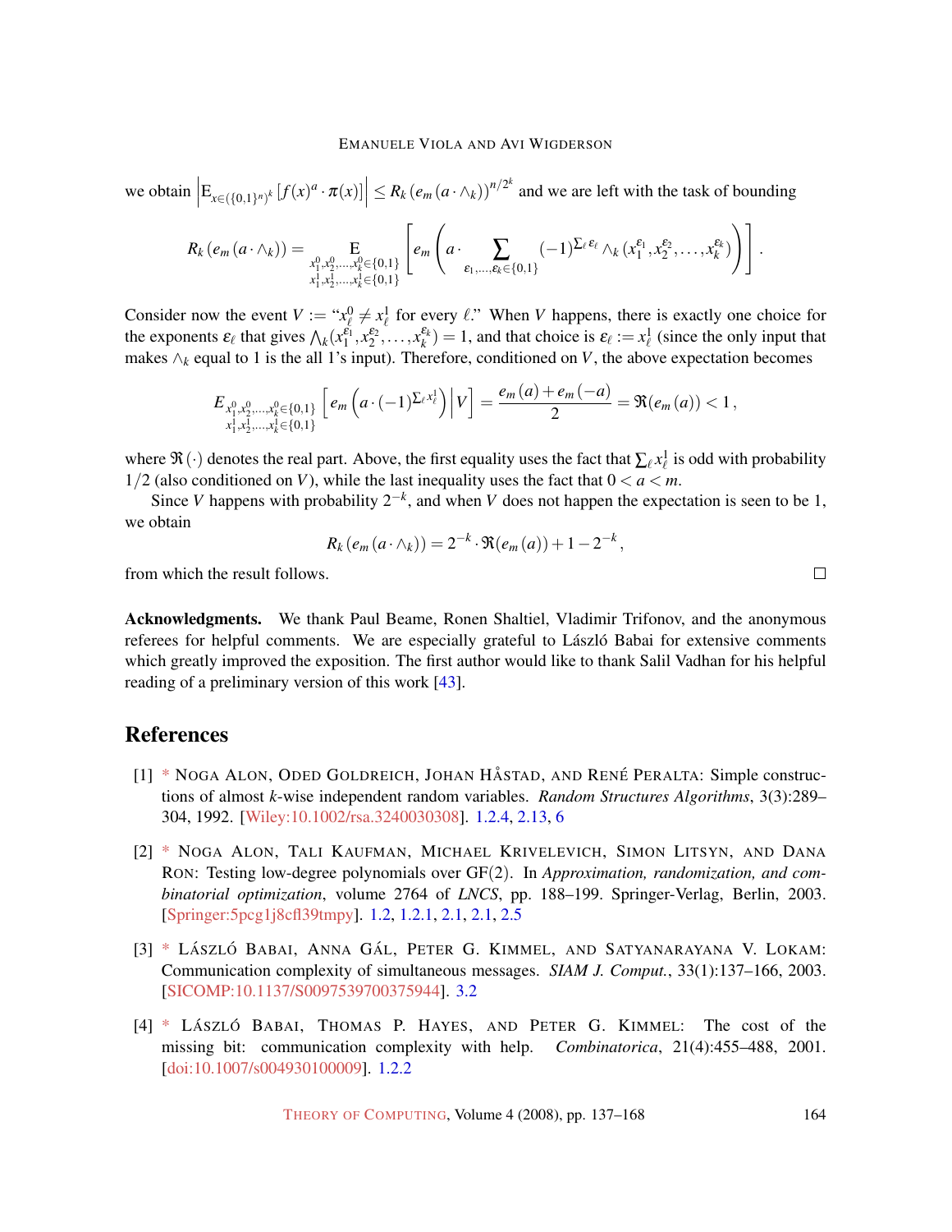we obtain $\left|\mathrm{E}_{x\in(\{0,1\}^n)^k}[f(x)^a \cdot \pi(x)]\right| \le R_k\left(e_m(a \cdot \wedge_k)\right)^{n/2^k}$ and we are left with the task of bounding

$$R_k\left(e_m(a \cdot \wedge_k)\right) = \mathop{\mathrm{E}}_{\substack{x_1^0, x_2^0, \ldots, x_k^0 \in \{0,1\} \\ x_1^1, x_2^1, \ldots, x_k^1 \in \{0,1\}}} \left[ e_m\left( a \cdot \sum_{\varepsilon_1, \ldots, \varepsilon_k \in \{0,1\}} (-1)^{\sum_\ell \varepsilon_\ell} \wedge_k (x_1^{\varepsilon_1}, x_2^{\varepsilon_2}, \ldots, x_k^{\varepsilon_k}) \right) \right].$$

Consider now the event $V :=$ "$x_\ell^0 \neq x_\ell^1$ for every $\ell$." When $V$ happens, there is exactly one choice for the exponents $\varepsilon_\ell$ that gives $\bigwedge_k(x_1^{\varepsilon_1}, x_2^{\varepsilon_2}, \ldots, x_k^{\varepsilon_k}) = 1$, and that choice is $\varepsilon_\ell := x_\ell^1$ (since the only input that makes $\wedge_k$ equal to 1 is the all 1's input). Therefore, conditioned on $V$, the above expectation becomes

$$E_{\substack{x_1^0, x_2^0, \ldots, x_k^0 \in \{0,1\} \\ x_1^1, x_2^1, \ldots, x_k^1 \in \{0,1\}}} \left[ e_m\left( a \cdot (-1)^{\sum_\ell x_\ell^1} \right) \Big| V \right] = \frac{e_m(a) + e_m(-a)}{2} = \Re(e_m(a)) < 1,$$

where $\Re(\cdot)$ denotes the real part. Above, the first equality uses the fact that $\sum_\ell x_\ell^1$ is odd with probability $1/2$ (also conditioned on $V$), while the last inequality uses the fact that $0 < a < m$.

Since $V$ happens with probability $2^{-k}$, and when $V$ does not happen the expectation is seen to be 1, we obtain

$$R_k\left(e_m(a \cdot \wedge_k)\right) = 2^{-k} \cdot \Re(e_m(a)) + 1 - 2^{-k},$$

from which the result follows. □

**Acknowledgments.** We thank Paul Beame, Ronen Shaltiel, Vladimir Trifonov, and the anonymous referees for helpful comments. We are especially grateful to László Babai for extensive comments which greatly improved the exposition. The first author would like to thank Salil Vadhan for his helpful reading of a preliminary version of this work [43].

## References

[1] * Noga Alon, Oded Goldreich, Johan Håstad, and René Peralta: Simple constructions of almost $k$-wise independent random variables. *Random Structures Algorithms*, 3(3):289–304, 1992. [Wiley:10.1002/rsa.3240030308]. 1.2.4, 2.13, 6

[2] * Noga Alon, Tali Kaufman, Michael Krivelevich, Simon Litsyn, and Dana Ron: Testing low-degree polynomials over GF(2). In *Approximation, randomization, and combinatorial optimization*, volume 2764 of *LNCS*, pp. 188–199. Springer-Verlag, Berlin, 2003. [Springer:5pcg1j8cfl39tmpy]. 1.2, 1.2.1, 2.1, 2.1, 2.5

[3] * László Babai, Anna Gál, Peter G. Kimmel, and Satyanarayana V. Lokam: Communication complexity of simultaneous messages. *SIAM J. Comput.*, 33(1):137–166, 2003. [SICOMP:10.1137/S0097539700375944]. 3.2

[4] * László Babai, Thomas P. Hayes, and Peter G. Kimmel: The cost of the missing bit: communication complexity with help. *Combinatorica*, 21(4):455–488, 2001. [doi:10.1007/s004930100009]. 1.2.2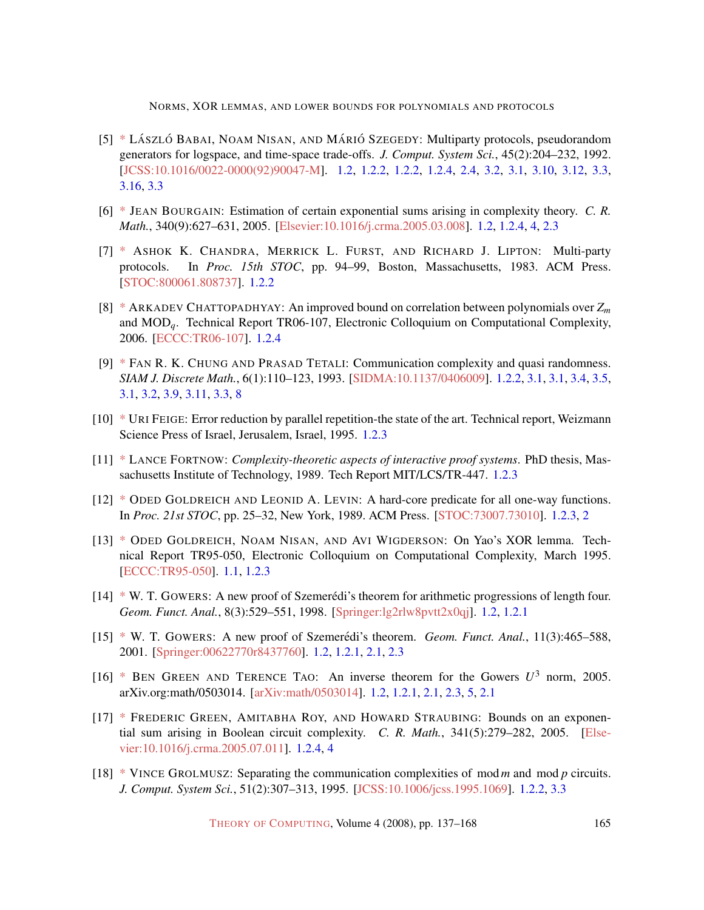[5] * László Babai, Noam Nisan, and Márió Szegedy: Multiparty protocols, pseudorandom generators for logspace, and time-space trade-offs. *J. Comput. System Sci.*, 45(2):204–232, 1992. [JCSS:10.1016/0022-0000(92)90047-M]. 1.2, 1.2.2, 1.2.2, 1.2.4, 2.4, 3.2, 3.1, 3.10, 3.12, 3.3, 3.16, 3.3

[6] * Jean Bourgain: Estimation of certain exponential sums arising in complexity theory. *C. R. Math.*, 340(9):627–631, 2005. [Elsevier:10.1016/j.crma.2005.03.008]. 1.2, 1.2.4, 4, 2.3

[7] * Ashok K. Chandra, Merrick L. Furst, and Richard J. Lipton: Multi-party protocols. In *Proc. 15th STOC*, pp. 94–99, Boston, Massachusetts, 1983. ACM Press. [STOC:800061.808737]. 1.2.2

[8] * Arkadev Chattopadhyay: An improved bound on correlation between polynomials over $Z_m$ and $\mathrm{MOD}_q$. Technical Report TR06-107, Electronic Colloquium on Computational Complexity, 2006. [ECCC:TR06-107]. 1.2.4

[9] * Fan R. K. Chung and Prasad Tetali: Communication complexity and quasi randomness. *SIAM J. Discrete Math.*, 6(1):110–123, 1993. [SIDMA:10.1137/0406009]. 1.2.2, 3.1, 3.1, 3.4, 3.5, 3.1, 3.2, 3.9, 3.11, 3.3, 8

[10] * Uri Feige: Error reduction by parallel repetition-the state of the art. Technical report, Weizmann Science Press of Israel, Jerusalem, Israel, 1995. 1.2.3

[11] * Lance Fortnow: *Complexity-theoretic aspects of interactive proof systems*. PhD thesis, Massachusetts Institute of Technology, 1989. Tech Report MIT/LCS/TR-447. 1.2.3

[12] * Oded Goldreich and Leonid A. Levin: A hard-core predicate for all one-way functions. In *Proc. 21st STOC*, pp. 25–32, New York, 1989. ACM Press. [STOC:73007.73010]. 1.2.3, 2

[13] * Oded Goldreich, Noam Nisan, and Avi Wigderson: On Yao's XOR lemma. Technical Report TR95-050, Electronic Colloquium on Computational Complexity, March 1995. [ECCC:TR95-050]. 1.1, 1.2.3

[14] * W. T. Gowers: A new proof of Szemerédi's theorem for arithmetic progressions of length four. *Geom. Funct. Anal.*, 8(3):529–551, 1998. [Springer:lg2rlw8pvtt2x0qj]. 1.2, 1.2.1

[15] * W. T. Gowers: A new proof of Szemerédi's theorem. *Geom. Funct. Anal.*, 11(3):465–588, 2001. [Springer:00622770r8437760]. 1.2, 1.2.1, 2.1, 2.3

[16] * Ben Green and Terence Tao: An inverse theorem for the Gowers $U^3$ norm, 2005. arXiv.org:math/0503014. [arXiv:math/0503014]. 1.2, 1.2.1, 2.1, 2.3, 5, 2.1

[17] * Frederic Green, Amitabha Roy, and Howard Straubing: Bounds on an exponential sum arising in Boolean circuit complexity. *C. R. Math.*, 341(5):279–282, 2005. [Elsevier:10.1016/j.crma.2005.07.011]. 1.2.4, 4

[18] * Vince Grolmusz: Separating the communication complexities of $\bmod m$ and $\bmod p$ circuits. *J. Comput. System Sci.*, 51(2):307–313, 1995. [JCSS:10.1006/jcss.1995.1069]. 1.2.2, 3.3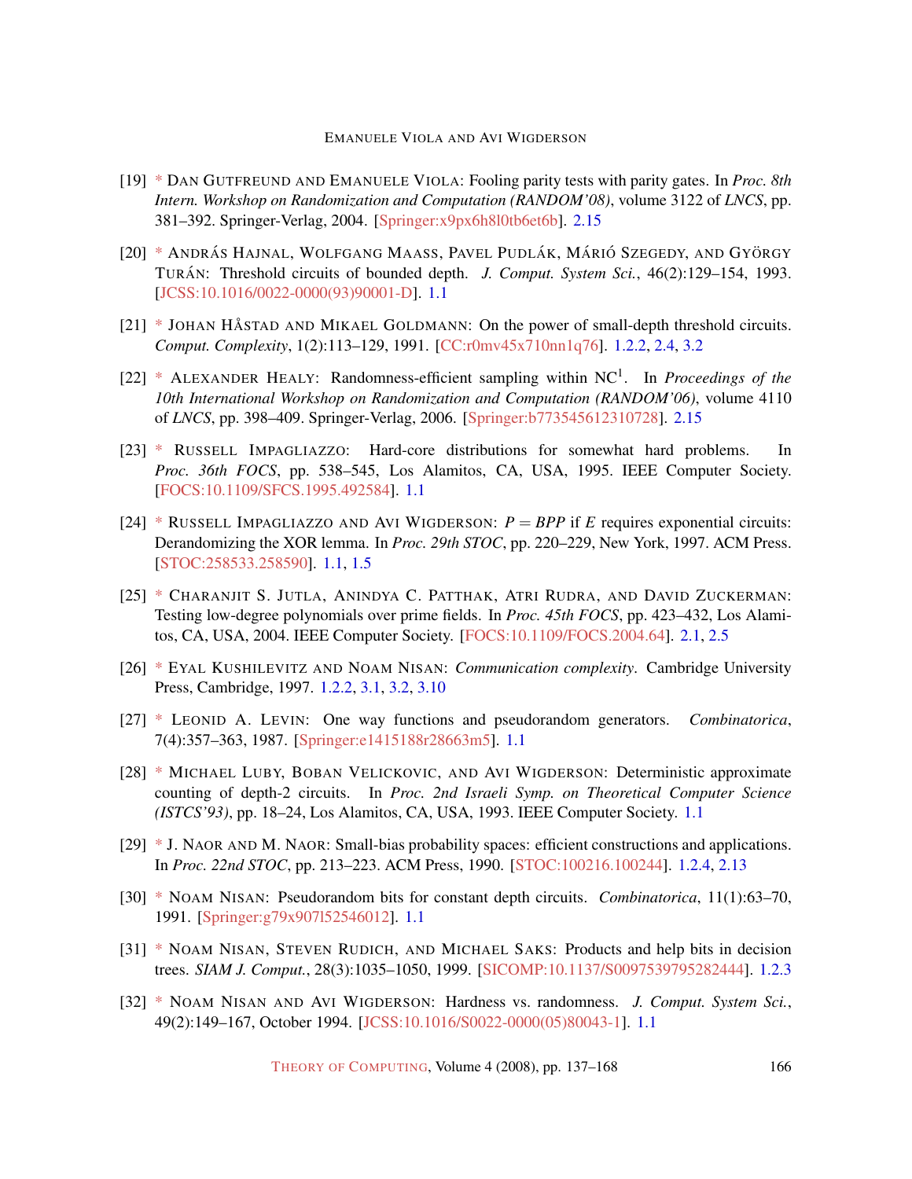[19] * Dan Gutfreund and Emanuele Viola: Fooling parity tests with parity gates. In *Proc. 8th Intern. Workshop on Randomization and Computation (RANDOM'08)*, volume 3122 of *LNCS*, pp. 381–392. Springer-Verlag, 2004. [Springer:x9px6h8l0tb6et6b]. 2.15

[20] * András Hajnal, Wolfgang Maass, Pavel Pudlák, Márió Szegedy, and György Turán: Threshold circuits of bounded depth. *J. Comput. System Sci.*, 46(2):129–154, 1993. [JCSS:10.1016/0022-0000(93)90001-D]. 1.1

[21] * Johan Håstad and Mikael Goldmann: On the power of small-depth threshold circuits. *Comput. Complexity*, 1(2):113–129, 1991. [CC:r0mv45x710nn1q76]. 1.2.2, 2.4, 3.2

[22] * Alexander Healy: Randomness-efficient sampling within $\mathrm{NC}^1$. In *Proceedings of the 10th International Workshop on Randomization and Computation (RANDOM'06)*, volume 4110 of *LNCS*, pp. 398–409. Springer-Verlag, 2006. [Springer:b773545612310728]. 2.15

[23] * Russell Impagliazzo: Hard-core distributions for somewhat hard problems. In *Proc. 36th FOCS*, pp. 538–545, Los Alamitos, CA, USA, 1995. IEEE Computer Society. [FOCS:10.1109/SFCS.1995.492584]. 1.1

[24] * Russell Impagliazzo and Avi Wigderson: $P = BPP$ if $E$ requires exponential circuits: Derandomizing the XOR lemma. In *Proc. 29th STOC*, pp. 220–229, New York, 1997. ACM Press. [STOC:258533.258590]. 1.1, 1.5

[25] * Charanjit S. Jutla, Anindya C. Patthak, Atri Rudra, and David Zuckerman: Testing low-degree polynomials over prime fields. In *Proc. 45th FOCS*, pp. 423–432, Los Alamitos, CA, USA, 2004. IEEE Computer Society. [FOCS:10.1109/FOCS.2004.64]. 2.1, 2.5

[26] * Eyal Kushilevitz and Noam Nisan: *Communication complexity*. Cambridge University Press, Cambridge, 1997. 1.2.2, 3.1, 3.2, 3.10

[27] * Leonid A. Levin: One way functions and pseudorandom generators. *Combinatorica*, 7(4):357–363, 1987. [Springer:e1415188r28663m5]. 1.1

[28] * Michael Luby, Boban Velickovic, and Avi Wigderson: Deterministic approximate counting of depth-2 circuits. In *Proc. 2nd Israeli Symp. on Theoretical Computer Science (ISTCS'93)*, pp. 18–24, Los Alamitos, CA, USA, 1993. IEEE Computer Society. 1.1

[29] * J. Naor and M. Naor: Small-bias probability spaces: efficient constructions and applications. In *Proc. 22nd STOC*, pp. 213–223. ACM Press, 1990. [STOC:100216.100244]. 1.2.4, 2.13

[30] * Noam Nisan: Pseudorandom bits for constant depth circuits. *Combinatorica*, 11(1):63–70, 1991. [Springer:g79x907l52546012]. 1.1

[31] * Noam Nisan, Steven Rudich, and Michael Saks: Products and help bits in decision trees. *SIAM J. Comput.*, 28(3):1035–1050, 1999. [SICOMP:10.1137/S0097539795282444]. 1.2.3

[32] * Noam Nisan and Avi Wigderson: Hardness vs. randomness. *J. Comput. System Sci.*, 49(2):149–167, October 1994. [JCSS:10.1016/S0022-0000(05)80043-1]. 1.1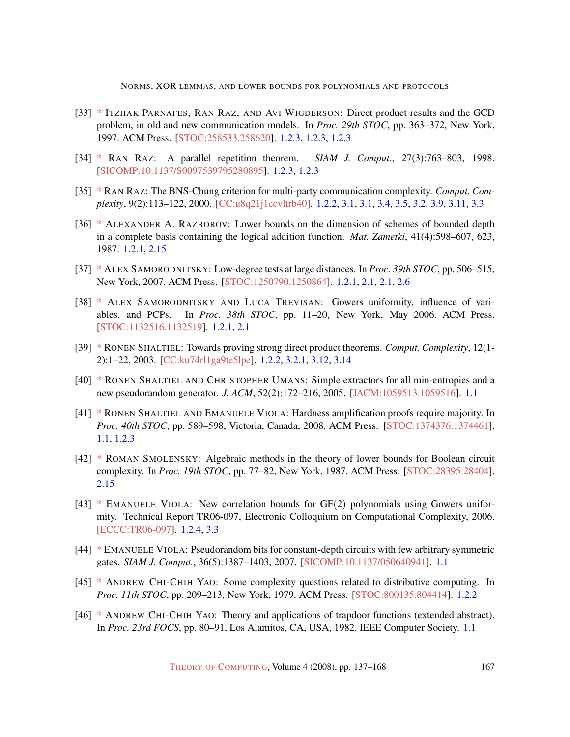[33] * Itzhak Parnafes, Ran Raz, and Avi Wigderson: Direct product results and the GCD problem, in old and new communication models. In *Proc. 29th STOC*, pp. 363–372, New York, 1997. ACM Press. [STOC:258533.258620]. 1.2.3, 1.2.3, 1.2.3

[34] * Ran Raz: A parallel repetition theorem. *SIAM J. Comput.*, 27(3):763–803, 1998. [SICOMP:10.1137/S0097539795280895]. 1.2.3, 1.2.3

[35] * Ran Raz: The BNS-Chung criterion for multi-party communication complexity. *Comput. Complexity*, 9(2):113–122, 2000. [CC:u8q21j1ccvltrb40]. 1.2.2, 3.1, 3.1, 3.4, 3.5, 3.2, 3.9, 3.11, 3.3

[36] * Alexander A. Razborov: Lower bounds on the dimension of schemes of bounded depth in a complete basis containing the logical addition function. *Mat. Zametki*, 41(4):598–607, 623, 1987. 1.2.1, 2.15

[37] * Alex Samorodnitsky: Low-degree tests at large distances. In *Proc. 39th STOC*, pp. 506–515, New York, 2007. ACM Press. [STOC:1250790.1250864]. 1.2.1, 2.1, 2.1, 2.6

[38] * Alex Samorodnitsky and Luca Trevisan: Gowers uniformity, influence of variables, and PCPs. In *Proc. 38th STOC*, pp. 11–20, New York, May 2006. ACM Press. [STOC:1132516.1132519]. 1.2.1, 2.1

[39] * Ronen Shaltiel: Towards proving strong direct product theorems. *Comput. Complexity*, 12(1-2):1–22, 2003. [CC:ku74rl1ga9te5lpe]. 1.2.2, 3.2.1, 3.12, 3.14

[40] * Ronen Shaltiel and Christopher Umans: Simple extractors for all min-entropies and a new pseudorandom generator. *J. ACM*, 52(2):172–216, 2005. [JACM:1059513.1059516]. 1.1

[41] * Ronen Shaltiel and Emanuele Viola: Hardness amplification proofs require majority. In *Proc. 40th STOC*, pp. 589–598, Victoria, Canada, 2008. ACM Press. [STOC:1374376.1374461]. 1.1, 1.2.3

[42] * Roman Smolensky: Algebraic methods in the theory of lower bounds for Boolean circuit complexity. In *Proc. 19th STOC*, pp. 77–82, New York, 1987. ACM Press. [STOC:28395.28404]. 2.15

[43] * Emanuele Viola: New correlation bounds for GF(2) polynomials using Gowers uniformity. Technical Report TR06-097, Electronic Colloquium on Computational Complexity, 2006. [ECCC:TR06-097]. 1.2.4, 3.3

[44] * Emanuele Viola: Pseudorandom bits for constant-depth circuits with few arbitrary symmetric gates. *SIAM J. Comput.*, 36(5):1387–1403, 2007. [SICOMP:10.1137/050640941]. 1.1

[45] * Andrew Chi-Chih Yao: Some complexity questions related to distributive computing. In *Proc. 11th STOC*, pp. 209–213, New York, 1979. ACM Press. [STOC:800135.804414]. 1.2.2

[46] * Andrew Chi-Chih Yao: Theory and applications of trapdoor functions (extended abstract). In *Proc. 23rd FOCS*, pp. 80–91, Los Alamitos, CA, USA, 1982. IEEE Computer Society. 1.1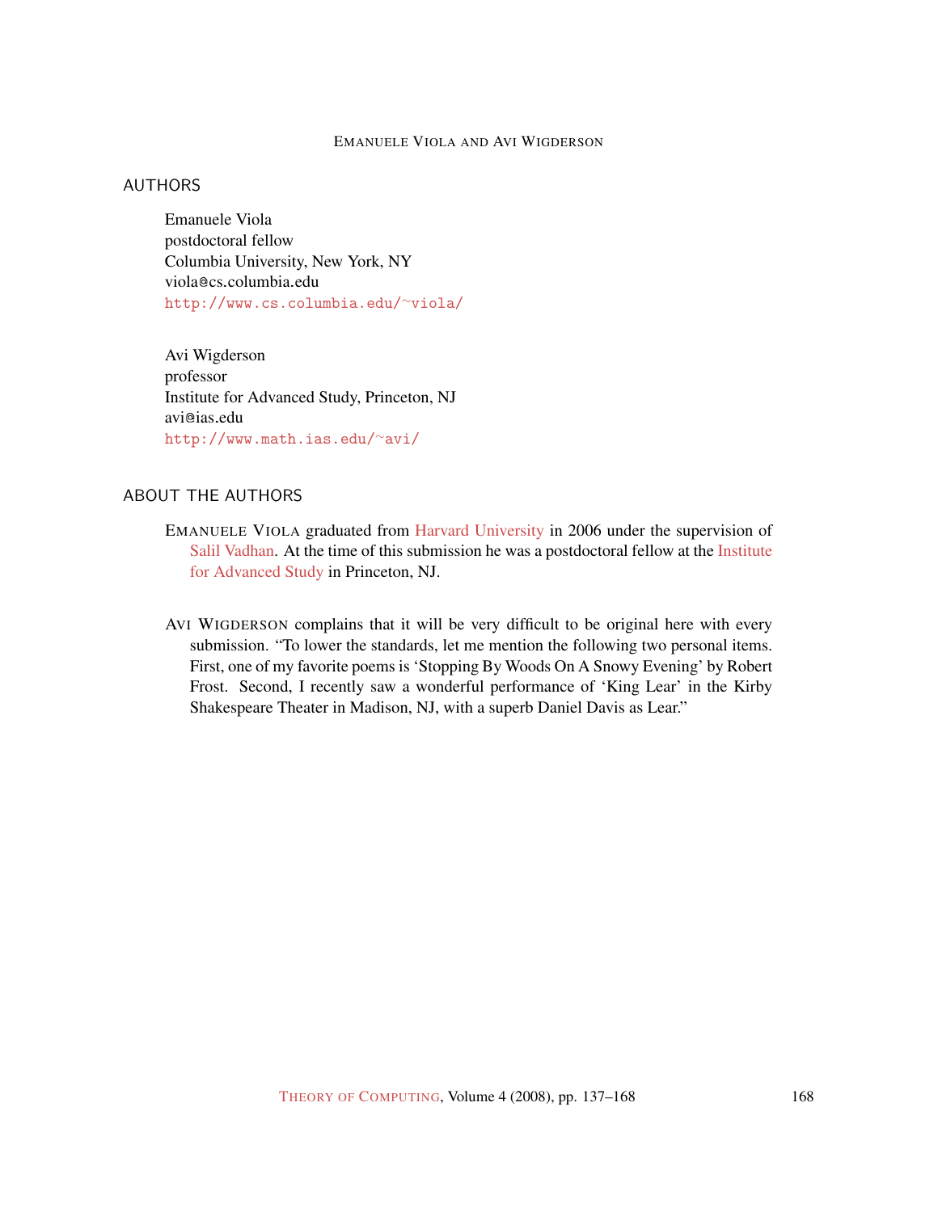## AUTHORS

Emanuele Viola
postdoctoral fellow
Columbia University, New York, NY
viola@cs.columbia.edu
http://www.cs.columbia.edu/~viola/

Avi Wigderson
professor
Institute for Advanced Study, Princeton, NJ
avi@ias.edu
http://www.math.ias.edu/~avi/

## ABOUT THE AUTHORS

EMANUELE VIOLA graduated from Harvard University in 2006 under the supervision of Salil Vadhan. At the time of this submission he was a postdoctoral fellow at the Institute for Advanced Study in Princeton, NJ.

AVI WIGDERSON complains that it will be very difficult to be original here with every submission. "To lower the standards, let me mention the following two personal items. First, one of my favorite poems is 'Stopping By Woods On A Snowy Evening' by Robert Frost. Second, I recently saw a wonderful performance of 'King Lear' in the Kirby Shakespeare Theater in Madison, NJ, with a superb Daniel Davis as Lear."